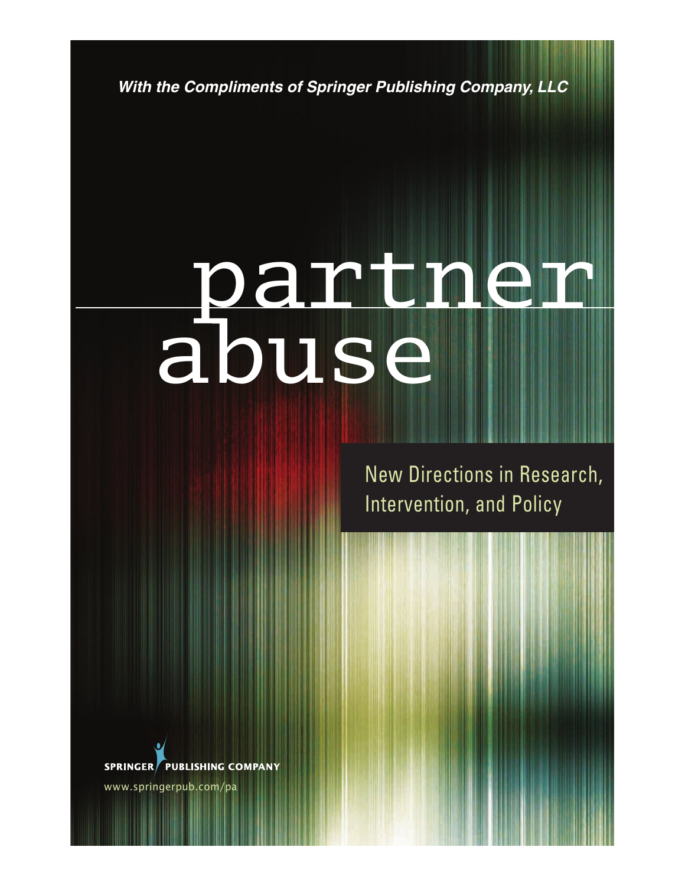***With the Compliments of Springer Publishing Company, LLC***

# partner abuse

## New Directions in Research, Intervention, and Policy

SPRINGER PUBLISHING COMPANY

www.springerpub.com/pa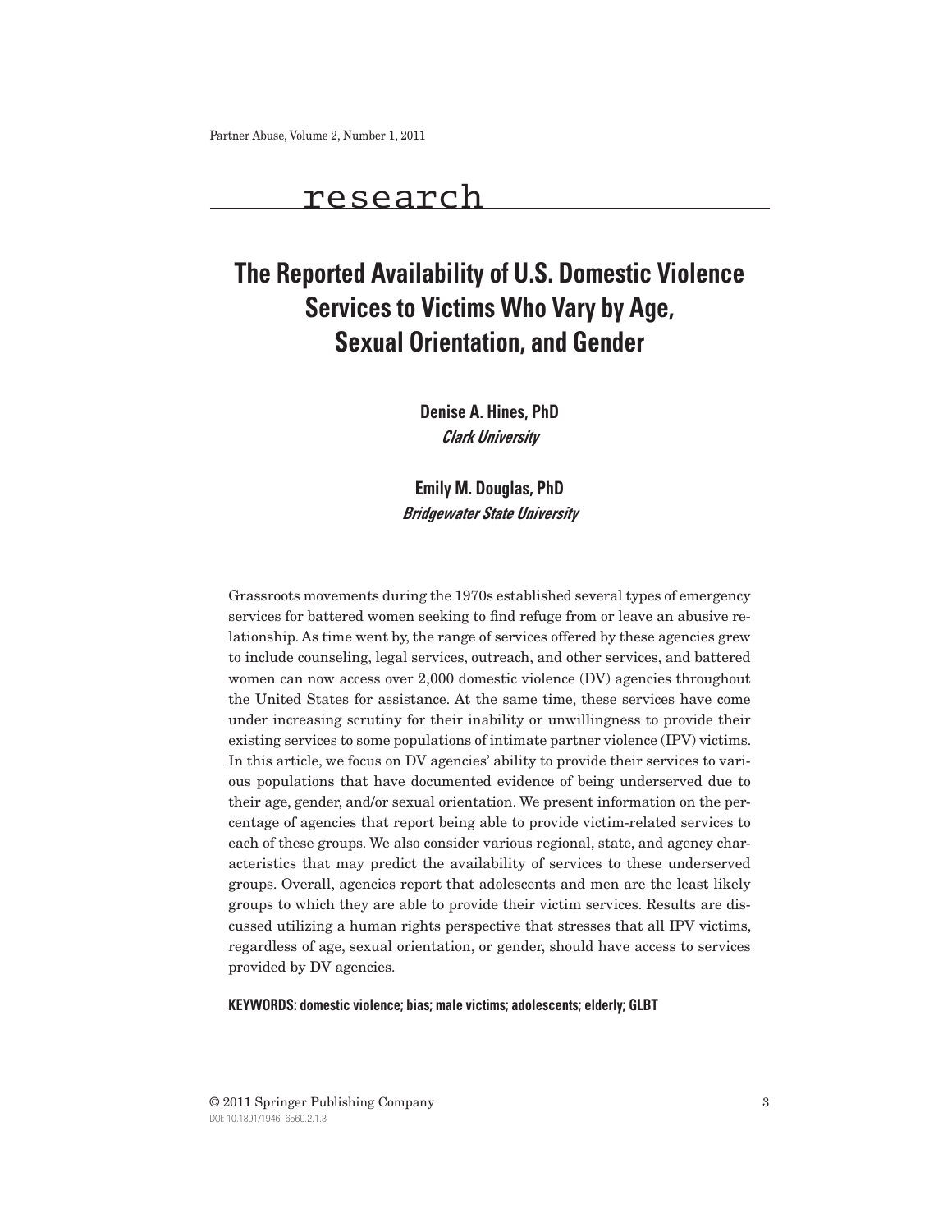research

# The Reported Availability of U.S. Domestic Violence Services to Victims Who Vary by Age, Sexual Orientation, and Gender

**Denise A. Hines, PhD**
***Clark University***

**Emily M. Douglas, PhD**
***Bridgewater State University***

Grassroots movements during the 1970s established several types of emergency services for battered women seeking to find refuge from or leave an abusive relationship. As time went by, the range of services offered by these agencies grew to include counseling, legal services, outreach, and other services, and battered women can now access over 2,000 domestic violence (DV) agencies throughout the United States for assistance. At the same time, these services have come under increasing scrutiny for their inability or unwillingness to provide their existing services to some populations of intimate partner violence (IPV) victims. In this article, we focus on DV agencies' ability to provide their services to various populations that have documented evidence of being underserved due to their age, gender, and/or sexual orientation. We present information on the percentage of agencies that report being able to provide victim-related services to each of these groups. We also consider various regional, state, and agency characteristics that may predict the availability of services to these underserved groups. Overall, agencies report that adolescents and men are the least likely groups to which they are able to provide their victim services. Results are discussed utilizing a human rights perspective that stresses that all IPV victims, regardless of age, sexual orientation, or gender, should have access to services provided by DV agencies.

**KEYWORDS: domestic violence; bias; male victims; adolescents; elderly; GLBT**

© 2011 Springer Publishing Company
DOI: 10.1891/1946-6560.2.1.3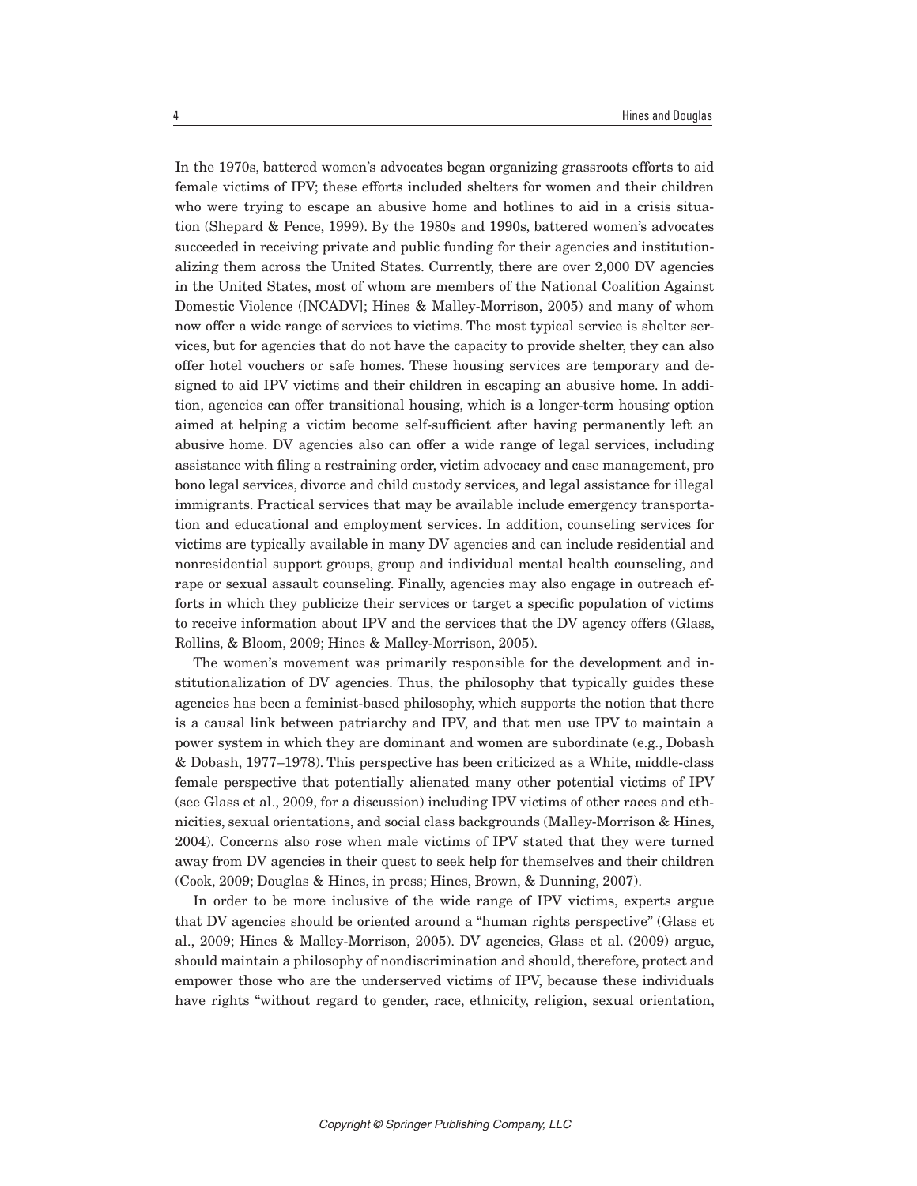In the 1970s, battered women's advocates began organizing grassroots efforts to aid female victims of IPV; these efforts included shelters for women and their children who were trying to escape an abusive home and hotlines to aid in a crisis situation (Shepard & Pence, 1999). By the 1980s and 1990s, battered women's advocates succeeded in receiving private and public funding for their agencies and institutionalizing them across the United States. Currently, there are over 2,000 DV agencies in the United States, most of whom are members of the National Coalition Against Domestic Violence ([NCADV]; Hines & Malley-Morrison, 2005) and many of whom now offer a wide range of services to victims. The most typical service is shelter services, but for agencies that do not have the capacity to provide shelter, they can also offer hotel vouchers or safe homes. These housing services are temporary and designed to aid IPV victims and their children in escaping an abusive home. In addition, agencies can offer transitional housing, which is a longer-term housing option aimed at helping a victim become self-sufficient after having permanently left an abusive home. DV agencies also can offer a wide range of legal services, including assistance with filing a restraining order, victim advocacy and case management, pro bono legal services, divorce and child custody services, and legal assistance for illegal immigrants. Practical services that may be available include emergency transportation and educational and employment services. In addition, counseling services for victims are typically available in many DV agencies and can include residential and nonresidential support groups, group and individual mental health counseling, and rape or sexual assault counseling. Finally, agencies may also engage in outreach efforts in which they publicize their services or target a specific population of victims to receive information about IPV and the services that the DV agency offers (Glass, Rollins, & Bloom, 2009; Hines & Malley-Morrison, 2005).

The women's movement was primarily responsible for the development and institutionalization of DV agencies. Thus, the philosophy that typically guides these agencies has been a feminist-based philosophy, which supports the notion that there is a causal link between patriarchy and IPV, and that men use IPV to maintain a power system in which they are dominant and women are subordinate (e.g., Dobash & Dobash, 1977–1978). This perspective has been criticized as a White, middle-class female perspective that potentially alienated many other potential victims of IPV (see Glass et al., 2009, for a discussion) including IPV victims of other races and ethnicities, sexual orientations, and social class backgrounds (Malley-Morrison & Hines, 2004). Concerns also rose when male victims of IPV stated that they were turned away from DV agencies in their quest to seek help for themselves and their children (Cook, 2009; Douglas & Hines, in press; Hines, Brown, & Dunning, 2007).

In order to be more inclusive of the wide range of IPV victims, experts argue that DV agencies should be oriented around a "human rights perspective" (Glass et al., 2009; Hines & Malley-Morrison, 2005). DV agencies, Glass et al. (2009) argue, should maintain a philosophy of nondiscrimination and should, therefore, protect and empower those who are the underserved victims of IPV, because these individuals have rights "without regard to gender, race, ethnicity, religion, sexual orientation,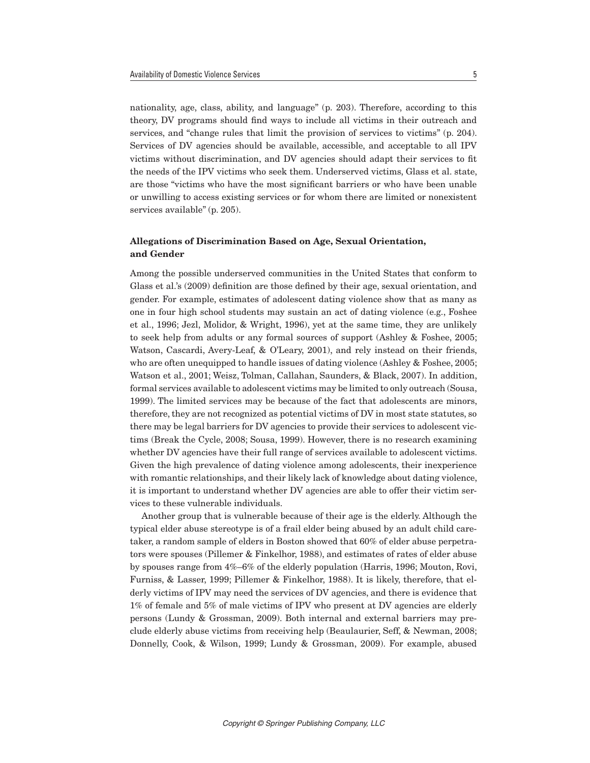nationality, age, class, ability, and language" (p. 203). Therefore, according to this theory, DV programs should find ways to include all victims in their outreach and services, and "change rules that limit the provision of services to victims" (p. 204). Services of DV agencies should be available, accessible, and acceptable to all IPV victims without discrimination, and DV agencies should adapt their services to fit the needs of the IPV victims who seek them. Underserved victims, Glass et al. state, are those "victims who have the most significant barriers or who have been unable or unwilling to access existing services or for whom there are limited or nonexistent services available" (p. 205).

### Allegations of Discrimination Based on Age, Sexual Orientation, and Gender

Among the possible underserved communities in the United States that conform to Glass et al.'s (2009) definition are those defined by their age, sexual orientation, and gender. For example, estimates of adolescent dating violence show that as many as one in four high school students may sustain an act of dating violence (e.g., Foshee et al., 1996; Jezl, Molidor, & Wright, 1996), yet at the same time, they are unlikely to seek help from adults or any formal sources of support (Ashley & Foshee, 2005; Watson, Cascardi, Avery-Leaf, & O'Leary, 2001), and rely instead on their friends, who are often unequipped to handle issues of dating violence (Ashley & Foshee, 2005; Watson et al., 2001; Weisz, Tolman, Callahan, Saunders, & Black, 2007). In addition, formal services available to adolescent victims may be limited to only outreach (Sousa, 1999). The limited services may be because of the fact that adolescents are minors, therefore, they are not recognized as potential victims of DV in most state statutes, so there may be legal barriers for DV agencies to provide their services to adolescent victims (Break the Cycle, 2008; Sousa, 1999). However, there is no research examining whether DV agencies have their full range of services available to adolescent victims. Given the high prevalence of dating violence among adolescents, their inexperience with romantic relationships, and their likely lack of knowledge about dating violence, it is important to understand whether DV agencies are able to offer their victim services to these vulnerable individuals.

Another group that is vulnerable because of their age is the elderly. Although the typical elder abuse stereotype is of a frail elder being abused by an adult child caretaker, a random sample of elders in Boston showed that 60% of elder abuse perpetrators were spouses (Pillemer & Finkelhor, 1988), and estimates of rates of elder abuse by spouses range from 4%–6% of the elderly population (Harris, 1996; Mouton, Rovi, Furniss, & Lasser, 1999; Pillemer & Finkelhor, 1988). It is likely, therefore, that elderly victims of IPV may need the services of DV agencies, and there is evidence that 1% of female and 5% of male victims of IPV who present at DV agencies are elderly persons (Lundy & Grossman, 2009). Both internal and external barriers may preclude elderly abuse victims from receiving help (Beaulaurier, Seff, & Newman, 2008; Donnelly, Cook, & Wilson, 1999; Lundy & Grossman, 2009). For example, abused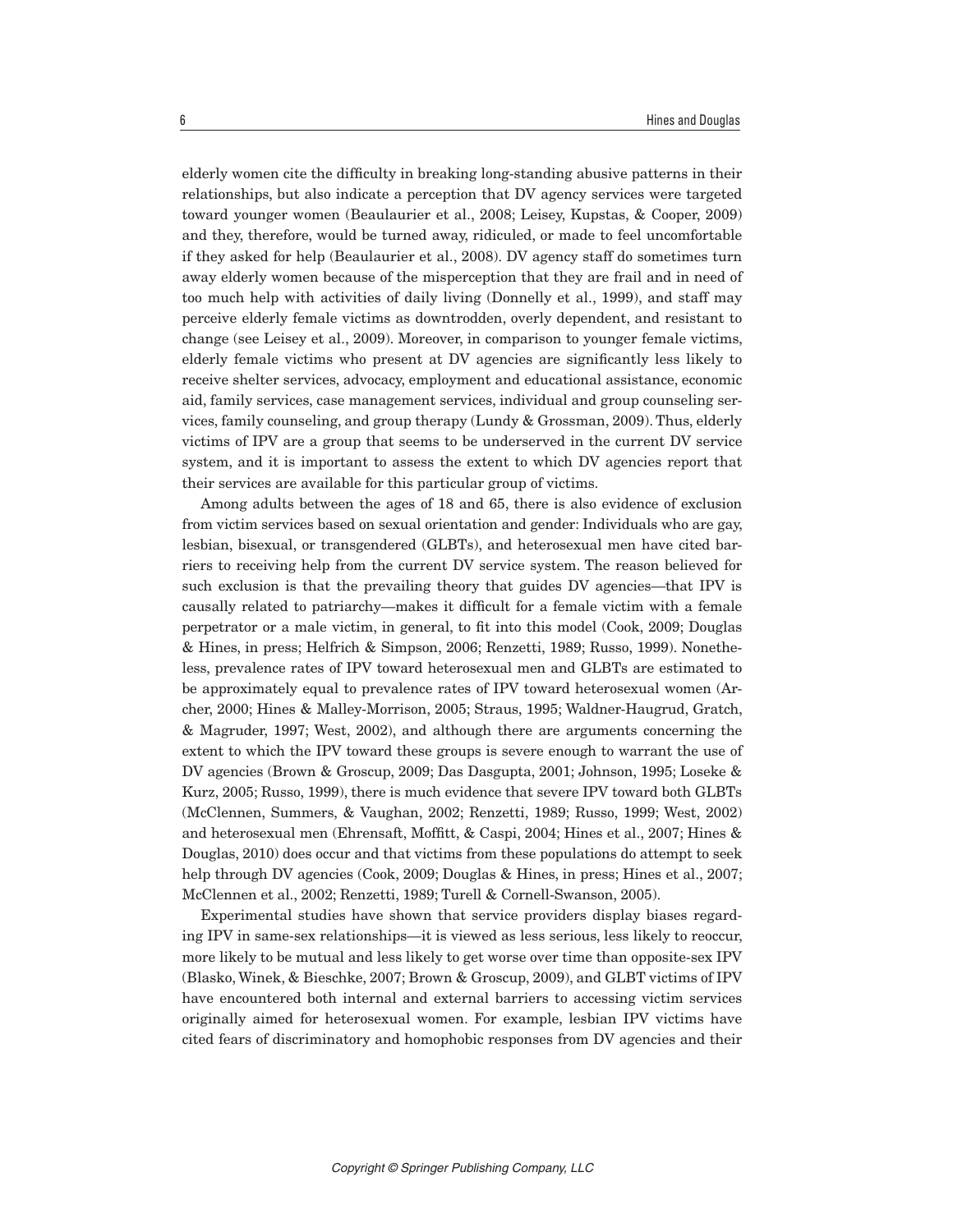elderly women cite the difficulty in breaking long-standing abusive patterns in their relationships, but also indicate a perception that DV agency services were targeted toward younger women (Beaulaurier et al., 2008; Leisey, Kupstas, & Cooper, 2009) and they, therefore, would be turned away, ridiculed, or made to feel uncomfortable if they asked for help (Beaulaurier et al., 2008). DV agency staff do sometimes turn away elderly women because of the misperception that they are frail and in need of too much help with activities of daily living (Donnelly et al., 1999), and staff may perceive elderly female victims as downtrodden, overly dependent, and resistant to change (see Leisey et al., 2009). Moreover, in comparison to younger female victims, elderly female victims who present at DV agencies are significantly less likely to receive shelter services, advocacy, employment and educational assistance, economic aid, family services, case management services, individual and group counseling services, family counseling, and group therapy (Lundy & Grossman, 2009). Thus, elderly victims of IPV are a group that seems to be underserved in the current DV service system, and it is important to assess the extent to which DV agencies report that their services are available for this particular group of victims.

Among adults between the ages of 18 and 65, there is also evidence of exclusion from victim services based on sexual orientation and gender: Individuals who are gay, lesbian, bisexual, or transgendered (GLBTs), and heterosexual men have cited barriers to receiving help from the current DV service system. The reason believed for such exclusion is that the prevailing theory that guides DV agencies—that IPV is causally related to patriarchy—makes it difficult for a female victim with a female perpetrator or a male victim, in general, to fit into this model (Cook, 2009; Douglas & Hines, in press; Helfrich & Simpson, 2006; Renzetti, 1989; Russo, 1999). Nonetheless, prevalence rates of IPV toward heterosexual men and GLBTs are estimated to be approximately equal to prevalence rates of IPV toward heterosexual women (Archer, 2000; Hines & Malley-Morrison, 2005; Straus, 1995; Waldner-Haugrud, Gratch, & Magruder, 1997; West, 2002), and although there are arguments concerning the extent to which the IPV toward these groups is severe enough to warrant the use of DV agencies (Brown & Groscup, 2009; Das Dasgupta, 2001; Johnson, 1995; Loseke & Kurz, 2005; Russo, 1999), there is much evidence that severe IPV toward both GLBTs (McClennen, Summers, & Vaughan, 2002; Renzetti, 1989; Russo, 1999; West, 2002) and heterosexual men (Ehrensaft, Moffitt, & Caspi, 2004; Hines et al., 2007; Hines & Douglas, 2010) does occur and that victims from these populations do attempt to seek help through DV agencies (Cook, 2009; Douglas & Hines, in press; Hines et al., 2007; McClennen et al., 2002; Renzetti, 1989; Turell & Cornell-Swanson, 2005).

Experimental studies have shown that service providers display biases regarding IPV in same-sex relationships—it is viewed as less serious, less likely to reoccur, more likely to be mutual and less likely to get worse over time than opposite-sex IPV (Blasko, Winek, & Bieschke, 2007; Brown & Groscup, 2009), and GLBT victims of IPV have encountered both internal and external barriers to accessing victim services originally aimed for heterosexual women. For example, lesbian IPV victims have cited fears of discriminatory and homophobic responses from DV agencies and their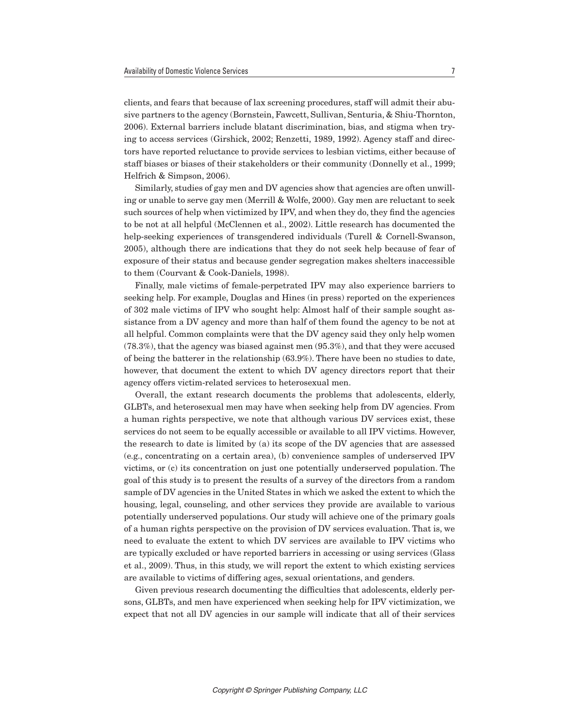clients, and fears that because of lax screening procedures, staff will admit their abusive partners to the agency (Bornstein, Fawcett, Sullivan, Senturia, & Shiu-Thornton, 2006). External barriers include blatant discrimination, bias, and stigma when trying to access services (Girshick, 2002; Renzetti, 1989, 1992). Agency staff and directors have reported reluctance to provide services to lesbian victims, either because of staff biases or biases of their stakeholders or their community (Donnelly et al., 1999; Helfrich & Simpson, 2006).

Similarly, studies of gay men and DV agencies show that agencies are often unwilling or unable to serve gay men (Merrill & Wolfe, 2000). Gay men are reluctant to seek such sources of help when victimized by IPV, and when they do, they find the agencies to be not at all helpful (McClennen et al., 2002). Little research has documented the help-seeking experiences of transgendered individuals (Turell & Cornell-Swanson, 2005), although there are indications that they do not seek help because of fear of exposure of their status and because gender segregation makes shelters inaccessible to them (Courvant & Cook-Daniels, 1998).

Finally, male victims of female-perpetrated IPV may also experience barriers to seeking help. For example, Douglas and Hines (in press) reported on the experiences of 302 male victims of IPV who sought help: Almost half of their sample sought assistance from a DV agency and more than half of them found the agency to be not at all helpful. Common complaints were that the DV agency said they only help women (78.3%), that the agency was biased against men (95.3%), and that they were accused of being the batterer in the relationship (63.9%). There have been no studies to date, however, that document the extent to which DV agency directors report that their agency offers victim-related services to heterosexual men.

Overall, the extant research documents the problems that adolescents, elderly, GLBTs, and heterosexual men may have when seeking help from DV agencies. From a human rights perspective, we note that although various DV services exist, these services do not seem to be equally accessible or available to all IPV victims. However, the research to date is limited by (a) its scope of the DV agencies that are assessed (e.g., concentrating on a certain area), (b) convenience samples of underserved IPV victims, or (c) its concentration on just one potentially underserved population. The goal of this study is to present the results of a survey of the directors from a random sample of DV agencies in the United States in which we asked the extent to which the housing, legal, counseling, and other services they provide are available to various potentially underserved populations. Our study will achieve one of the primary goals of a human rights perspective on the provision of DV services evaluation. That is, we need to evaluate the extent to which DV services are available to IPV victims who are typically excluded or have reported barriers in accessing or using services (Glass et al., 2009). Thus, in this study, we will report the extent to which existing services are available to victims of differing ages, sexual orientations, and genders.

Given previous research documenting the difficulties that adolescents, elderly persons, GLBTs, and men have experienced when seeking help for IPV victimization, we expect that not all DV agencies in our sample will indicate that all of their services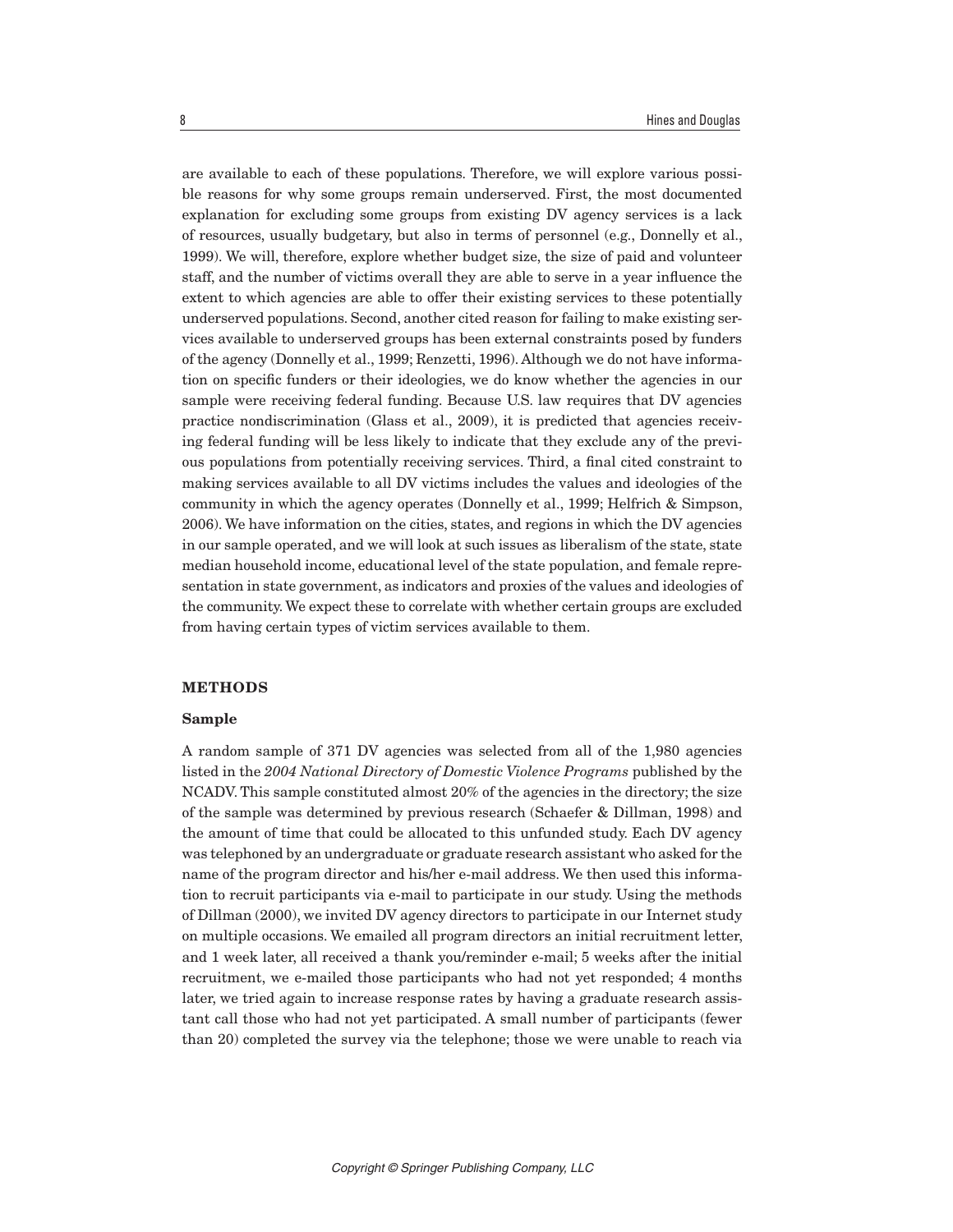are available to each of these populations. Therefore, we will explore various possible reasons for why some groups remain underserved. First, the most documented explanation for excluding some groups from existing DV agency services is a lack of resources, usually budgetary, but also in terms of personnel (e.g., Donnelly et al., 1999). We will, therefore, explore whether budget size, the size of paid and volunteer staff, and the number of victims overall they are able to serve in a year influence the extent to which agencies are able to offer their existing services to these potentially underserved populations. Second, another cited reason for failing to make existing services available to underserved groups has been external constraints posed by funders of the agency (Donnelly et al., 1999; Renzetti, 1996). Although we do not have information on specific funders or their ideologies, we do know whether the agencies in our sample were receiving federal funding. Because U.S. law requires that DV agencies practice nondiscrimination (Glass et al., 2009), it is predicted that agencies receiving federal funding will be less likely to indicate that they exclude any of the previous populations from potentially receiving services. Third, a final cited constraint to making services available to all DV victims includes the values and ideologies of the community in which the agency operates (Donnelly et al., 1999; Helfrich & Simpson, 2006). We have information on the cities, states, and regions in which the DV agencies in our sample operated, and we will look at such issues as liberalism of the state, state median household income, educational level of the state population, and female representation in state government, as indicators and proxies of the values and ideologies of the community. We expect these to correlate with whether certain groups are excluded from having certain types of victim services available to them.

## METHODS

### Sample

A random sample of 371 DV agencies was selected from all of the 1,980 agencies listed in the *2004 National Directory of Domestic Violence Programs* published by the NCADV. This sample constituted almost 20% of the agencies in the directory; the size of the sample was determined by previous research (Schaefer & Dillman, 1998) and the amount of time that could be allocated to this unfunded study. Each DV agency was telephoned by an undergraduate or graduate research assistant who asked for the name of the program director and his/her e-mail address. We then used this information to recruit participants via e-mail to participate in our study. Using the methods of Dillman (2000), we invited DV agency directors to participate in our Internet study on multiple occasions. We emailed all program directors an initial recruitment letter, and 1 week later, all received a thank you/reminder e-mail; 5 weeks after the initial recruitment, we e-mailed those participants who had not yet responded; 4 months later, we tried again to increase response rates by having a graduate research assistant call those who had not yet participated. A small number of participants (fewer than 20) completed the survey via the telephone; those we were unable to reach via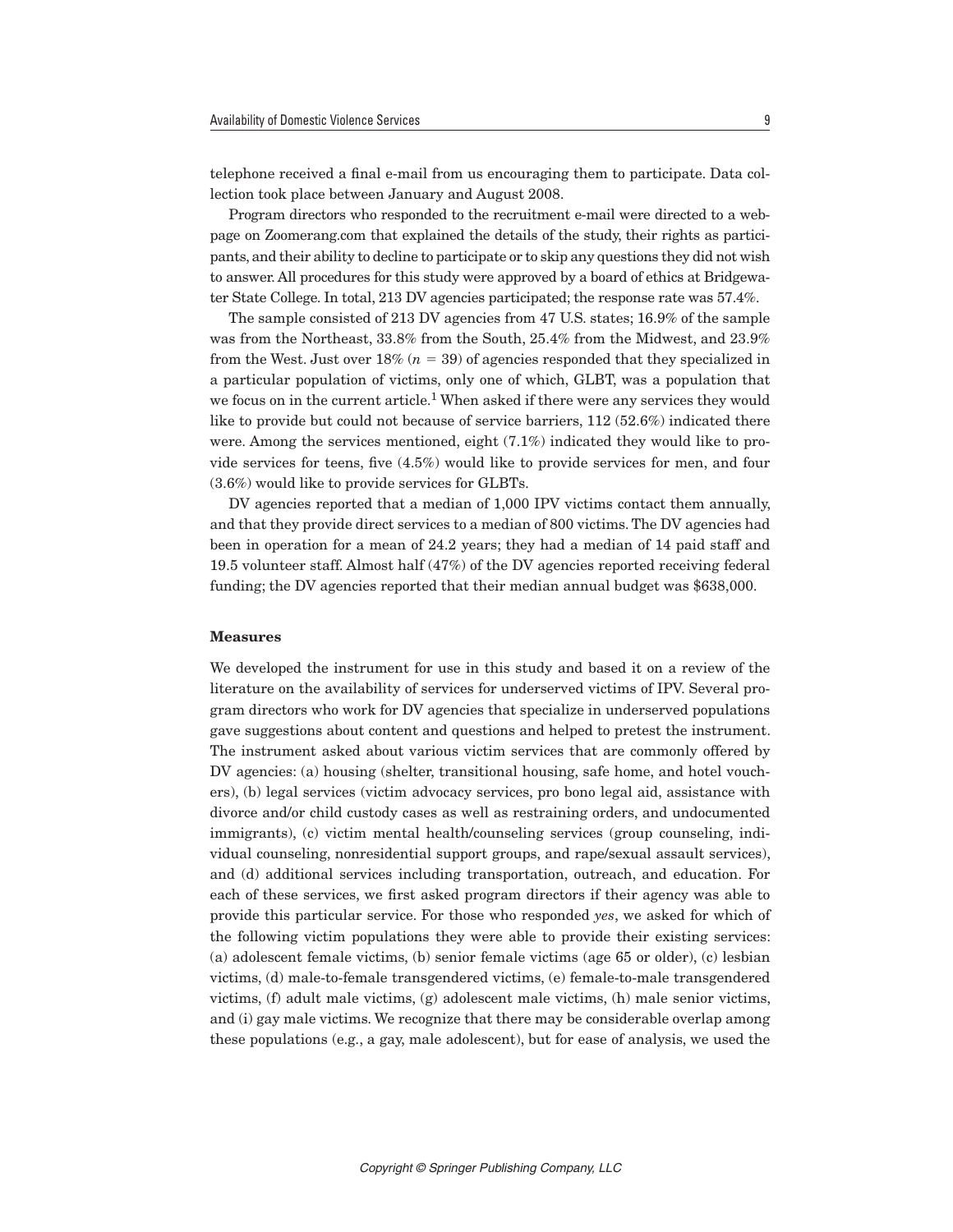telephone received a final e-mail from us encouraging them to participate. Data collection took place between January and August 2008.

Program directors who responded to the recruitment e-mail were directed to a webpage on Zoomerang.com that explained the details of the study, their rights as participants, and their ability to decline to participate or to skip any questions they did not wish to answer. All procedures for this study were approved by a board of ethics at Bridgewater State College. In total, 213 DV agencies participated; the response rate was 57.4%.

The sample consisted of 213 DV agencies from 47 U.S. states; 16.9% of the sample was from the Northeast, 33.8% from the South, 25.4% from the Midwest, and 23.9% from the West. Just over 18% ($n = 39$) of agencies responded that they specialized in a particular population of victims, only one of which, GLBT, was a population that we focus on in the current article.[1] When asked if there were any services they would like to provide but could not because of service barriers, 112 (52.6%) indicated there were. Among the services mentioned, eight (7.1%) indicated they would like to provide services for teens, five (4.5%) would like to provide services for men, and four (3.6%) would like to provide services for GLBTs.

DV agencies reported that a median of 1,000 IPV victims contact them annually, and that they provide direct services to a median of 800 victims. The DV agencies had been in operation for a mean of 24.2 years; they had a median of 14 paid staff and 19.5 volunteer staff. Almost half (47%) of the DV agencies reported receiving federal funding; the DV agencies reported that their median annual budget was $638,000.

### Measures

We developed the instrument for use in this study and based it on a review of the literature on the availability of services for underserved victims of IPV. Several program directors who work for DV agencies that specialize in underserved populations gave suggestions about content and questions and helped to pretest the instrument. The instrument asked about various victim services that are commonly offered by DV agencies: (a) housing (shelter, transitional housing, safe home, and hotel vouchers), (b) legal services (victim advocacy services, pro bono legal aid, assistance with divorce and/or child custody cases as well as restraining orders, and undocumented immigrants), (c) victim mental health/counseling services (group counseling, individual counseling, nonresidential support groups, and rape/sexual assault services), and (d) additional services including transportation, outreach, and education. For each of these services, we first asked program directors if their agency was able to provide this particular service. For those who responded *yes*, we asked for which of the following victim populations they were able to provide their existing services: (a) adolescent female victims, (b) senior female victims (age 65 or older), (c) lesbian victims, (d) male-to-female transgendered victims, (e) female-to-male transgendered victims, (f) adult male victims, (g) adolescent male victims, (h) male senior victims, and (i) gay male victims. We recognize that there may be considerable overlap among these populations (e.g., a gay, male adolescent), but for ease of analysis, we used the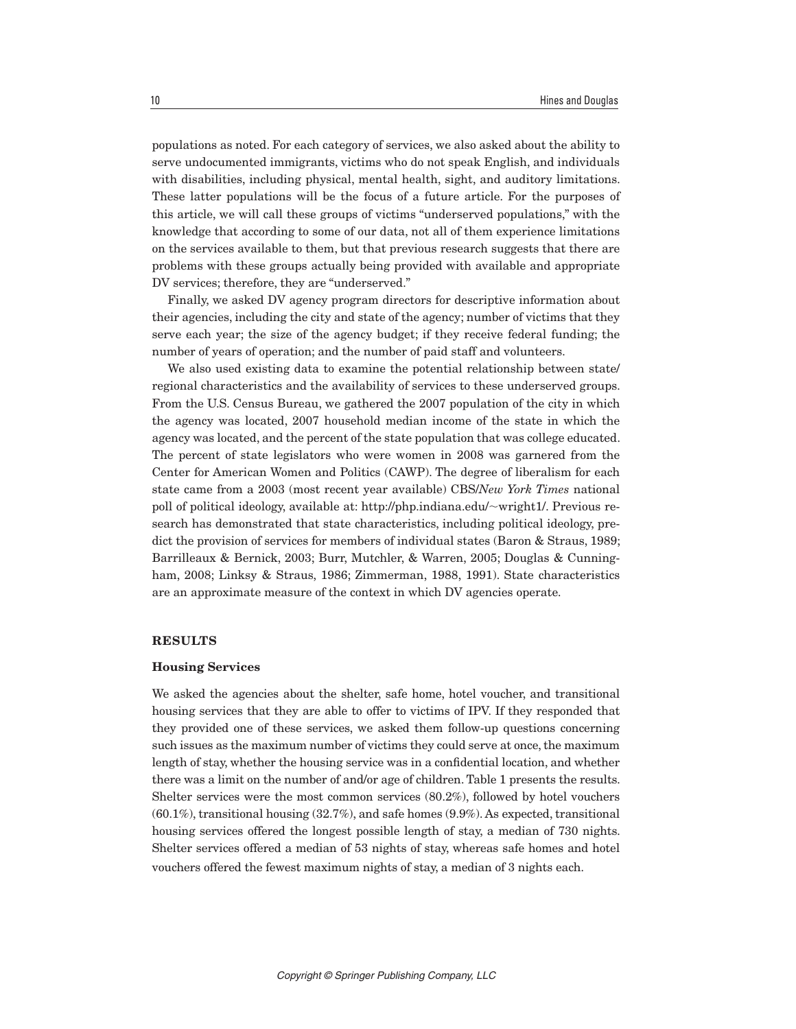populations as noted. For each category of services, we also asked about the ability to serve undocumented immigrants, victims who do not speak English, and individuals with disabilities, including physical, mental health, sight, and auditory limitations. These latter populations will be the focus of a future article. For the purposes of this article, we will call these groups of victims "underserved populations," with the knowledge that according to some of our data, not all of them experience limitations on the services available to them, but that previous research suggests that there are problems with these groups actually being provided with available and appropriate DV services; therefore, they are "underserved."

Finally, we asked DV agency program directors for descriptive information about their agencies, including the city and state of the agency; number of victims that they serve each year; the size of the agency budget; if they receive federal funding; the number of years of operation; and the number of paid staff and volunteers.

We also used existing data to examine the potential relationship between state/regional characteristics and the availability of services to these underserved groups. From the U.S. Census Bureau, we gathered the 2007 population of the city in which the agency was located, 2007 household median income of the state in which the agency was located, and the percent of the state population that was college educated. The percent of state legislators who were women in 2008 was garnered from the Center for American Women and Politics (CAWP). The degree of liberalism for each state came from a 2003 (most recent year available) CBS/*New York Times* national poll of political ideology, available at: http://php.indiana.edu/~wright1/. Previous research has demonstrated that state characteristics, including political ideology, predict the provision of services for members of individual states (Baron & Straus, 1989; Barrilleaux & Bernick, 2003; Burr, Mutchler, & Warren, 2005; Douglas & Cunningham, 2008; Linksy & Straus, 1986; Zimmerman, 1988, 1991). State characteristics are an approximate measure of the context in which DV agencies operate.

## RESULTS

### Housing Services

We asked the agencies about the shelter, safe home, hotel voucher, and transitional housing services that they are able to offer to victims of IPV. If they responded that they provided one of these services, we asked them follow-up questions concerning such issues as the maximum number of victims they could serve at once, the maximum length of stay, whether the housing service was in a confidential location, and whether there was a limit on the number of and/or age of children. Table 1 presents the results. Shelter services were the most common services (80.2%), followed by hotel vouchers (60.1%), transitional housing (32.7%), and safe homes (9.9%). As expected, transitional housing services offered the longest possible length of stay, a median of 730 nights. Shelter services offered a median of 53 nights of stay, whereas safe homes and hotel vouchers offered the fewest maximum nights of stay, a median of 3 nights each.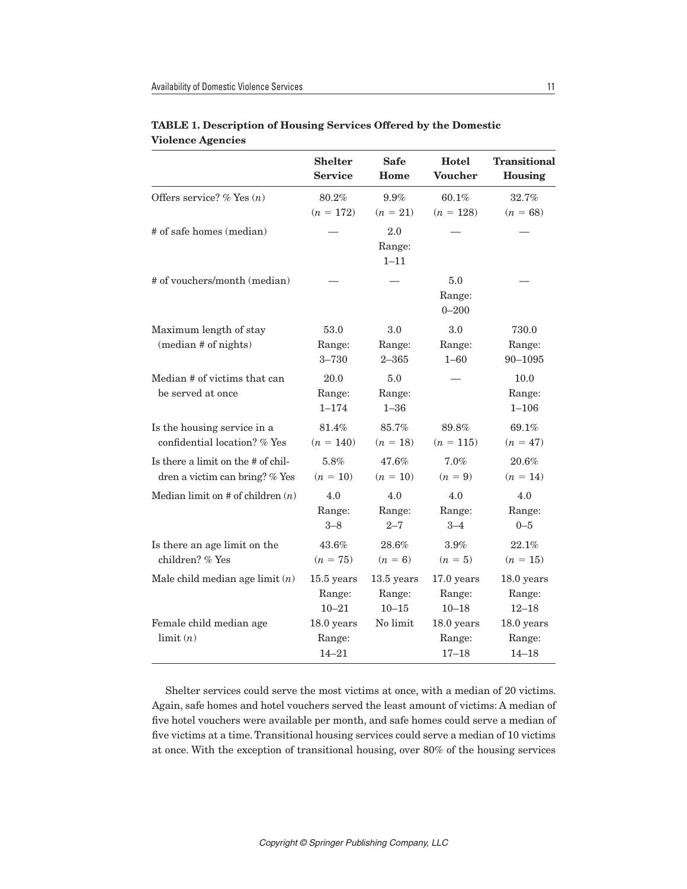**TABLE 1. Description of Housing Services Offered by the Domestic Violence Agencies**

| | Shelter Service | Safe Home | Hotel Voucher | Transitional Housing |
|---|---|---|---|---|
| Offers service? % Yes (*n*) | 80.2% (*n* = 172) | 9.9% (*n* = 21) | 60.1% (*n* = 128) | 32.7% (*n* = 68) |
| # of safe homes (median) | — | 2.0 Range: 1–11 | — | — |
| # of vouchers/month (median) | — | — | 5.0 Range: 0–200 | — |
| Maximum length of stay (median # of nights) | 53.0 Range: 3–730 | 3.0 Range: 2–365 | 3.0 Range: 1–60 | 730.0 Range: 90–1095 |
| Median # of victims that can be served at once | 20.0 Range: 1–174 | 5.0 Range: 1–36 | — | 10.0 Range: 1–106 |
| Is the housing service in a confidential location? % Yes | 81.4% (*n* = 140) | 85.7% (*n* = 18) | 89.8% (*n* = 115) | 69.1% (*n* = 47) |
| Is there a limit on the # of children a victim can bring? % Yes | 5.8% (*n* = 10) | 47.6% (*n* = 10) | 7.0% (*n* = 9) | 20.6% (*n* = 14) |
| Median limit on # of children (*n*) | 4.0 Range: 3–8 | 4.0 Range: 2–7 | 4.0 Range: 3–4 | 4.0 Range: 0–5 |
| Is there an age limit on the children? % Yes | 43.6% (*n* = 75) | 28.6% (*n* = 6) | 3.9% (*n* = 5) | 22.1% (*n* = 15) |
| Male child median age limit (*n*) | 15.5 years Range: 10–21 | 13.5 years Range: 10–15 | 17.0 years Range: 10–18 | 18.0 years Range: 12–18 |
| Female child median age limit (*n*) | 18.0 years Range: 14–21 | No limit | 18.0 years Range: 17–18 | 18.0 years Range: 14–18 |

Shelter services could serve the most victims at once, with a median of 20 victims. Again, safe homes and hotel vouchers served the least amount of victims: A median of five hotel vouchers were available per month, and safe homes could serve a median of five victims at a time. Transitional housing services could serve a median of 10 victims at once. With the exception of transitional housing, over 80% of the housing services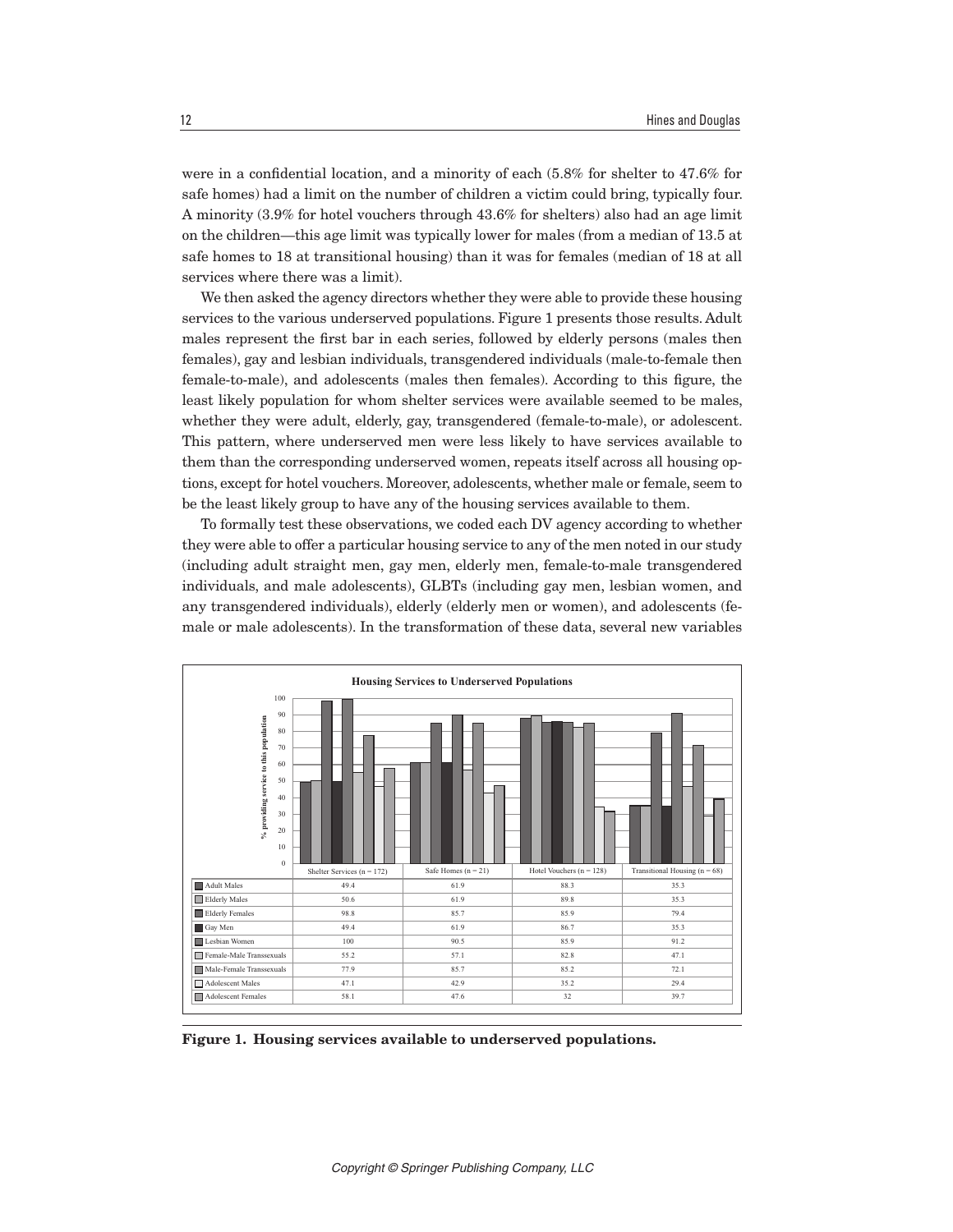were in a confidential location, and a minority of each (5.8% for shelter to 47.6% for safe homes) had a limit on the number of children a victim could bring, typically four. A minority (3.9% for hotel vouchers through 43.6% for shelters) also had an age limit on the children—this age limit was typically lower for males (from a median of 13.5 at safe homes to 18 at transitional housing) than it was for females (median of 18 at all services where there was a limit).

We then asked the agency directors whether they were able to provide these housing services to the various underserved populations. Figure 1 presents those results. Adult males represent the first bar in each series, followed by elderly persons (males then females), gay and lesbian individuals, transgendered individuals (male-to-female then female-to-male), and adolescents (males then females). According to this figure, the least likely population for whom shelter services were available seemed to be males, whether they were adult, elderly, gay, transgendered (female-to-male), or adolescent. This pattern, where underserved men were less likely to have services available to them than the corresponding underserved women, repeats itself across all housing options, except for hotel vouchers. Moreover, adolescents, whether male or female, seem to be the least likely group to have any of the housing services available to them.

To formally test these observations, we coded each DV agency according to whether they were able to offer a particular housing service to any of the men noted in our study (including adult straight men, gay men, elderly men, female-to-male transgendered individuals, and male adolescents), GLBTs (including gay men, lesbian women, and any transgendered individuals), elderly (elderly men or women), and adolescents (female or male adolescents). In the transformation of these data, several new variables

**Housing Services to Underserved Populations**

|  | Shelter Services (n = 172) | Safe Homes (n = 21) | Hotel Vouchers (n = 128) | Transitional Housing (n = 68) |
|---|---|---|---|---|
| Adult Males | 49.4 | 61.9 | 88.3 | 35.3 |
| Elderly Males | 50.6 | 61.9 | 89.8 | 35.3 |
| Elderly Females | 98.8 | 85.7 | 85.9 | 79.4 |
| Gay Men | 49.4 | 61.9 | 86.7 | 35.3 |
| Lesbian Women | 100 | 90.5 | 85.9 | 91.2 |
| Female-Male Transsexuals | 55.2 | 57.1 | 82.8 | 47.1 |
| Male-Female Transsexuals | 77.9 | 85.7 | 85.2 | 72.1 |
| Adolescent Males | 47.1 | 42.9 | 35.2 | 29.4 |
| Adolescent Females | 58.1 | 47.6 | 32 | 39.7 |

**Figure 1. Housing services available to underserved populations.**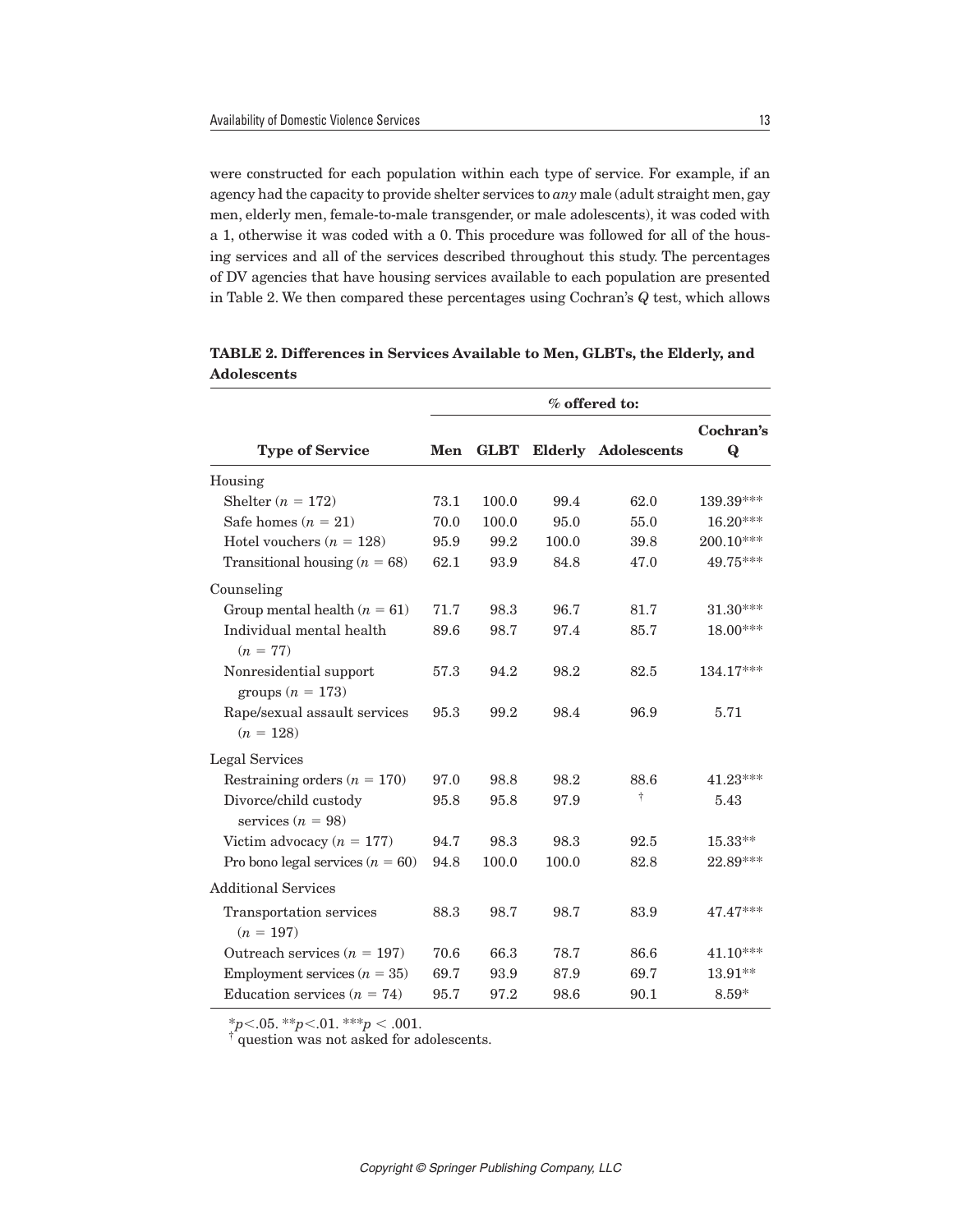were constructed for each population within each type of service. For example, if an agency had the capacity to provide shelter services to *any* male (adult straight men, gay men, elderly men, female-to-male transgender, or male adolescents), it was coded with a 1, otherwise it was coded with a 0. This procedure was followed for all of the housing services and all of the services described throughout this study. The percentages of DV agencies that have housing services available to each population are presented in Table 2. We then compared these percentages using Cochran's *Q* test, which allows

**TABLE 2. Differences in Services Available to Men, GLBTs, the Elderly, and Adolescents**

| | % offered to: | | | | |
|---|---|---|---|---|---|
| **Type of Service** | **Men** | **GLBT** | **Elderly** | **Adolescents** | **Cochran's Q** |
| Housing | | | | | |
| Shelter ($n$ = 172) | 73.1 | 100.0 | 99.4 | 62.0 | 139.39*** |
| Safe homes ($n$ = 21) | 70.0 | 100.0 | 95.0 | 55.0 | 16.20*** |
| Hotel vouchers ($n$ = 128) | 95.9 | 99.2 | 100.0 | 39.8 | 200.10*** |
| Transitional housing ($n$ = 68) | 62.1 | 93.9 | 84.8 | 47.0 | 49.75*** |
| Counseling | | | | | |
| Group mental health ($n$ = 61) | 71.7 | 98.3 | 96.7 | 81.7 | 31.30*** |
| Individual mental health ($n$ = 77) | 89.6 | 98.7 | 97.4 | 85.7 | 18.00*** |
| Nonresidential support groups ($n$ = 173) | 57.3 | 94.2 | 98.2 | 82.5 | 134.17*** |
| Rape/sexual assault services ($n$ = 128) | 95.3 | 99.2 | 98.4 | 96.9 | 5.71 |
| Legal Services | | | | | |
| Restraining orders ($n$ = 170) | 97.0 | 98.8 | 98.2 | 88.6 | 41.23*** |
| Divorce/child custody services ($n$ = 98) | 95.8 | 95.8 | 97.9 | † | 5.43 |
| Victim advocacy ($n$ = 177) | 94.7 | 98.3 | 98.3 | 92.5 | 15.33** |
| Pro bono legal services ($n$ = 60) | 94.8 | 100.0 | 100.0 | 82.8 | 22.89*** |
| Additional Services | | | | | |
| Transportation services ($n$ = 197) | 88.3 | 98.7 | 98.7 | 83.9 | 47.47*** |
| Outreach services ($n$ = 197) | 70.6 | 66.3 | 78.7 | 86.6 | 41.10*** |
| Employment services ($n$ = 35) | 69.7 | 93.9 | 87.9 | 69.7 | 13.91** |
| Education services ($n$ = 74) | 95.7 | 97.2 | 98.6 | 90.1 | 8.59* |

*$p$<.05. **$p$<.01. ***$p$ < .001.
† question was not asked for adolescents.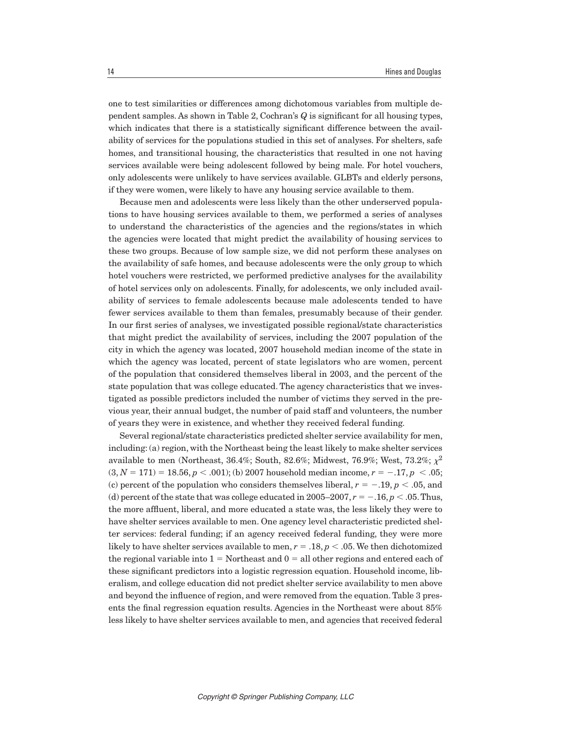one to test similarities or differences among dichotomous variables from multiple dependent samples. As shown in Table 2, Cochran's $Q$ is significant for all housing types, which indicates that there is a statistically significant difference between the availability of services for the populations studied in this set of analyses. For shelters, safe homes, and transitional housing, the characteristics that resulted in one not having services available were being adolescent followed by being male. For hotel vouchers, only adolescents were unlikely to have services available. GLBTs and elderly persons, if they were women, were likely to have any housing service available to them.

Because men and adolescents were less likely than the other underserved populations to have housing services available to them, we performed a series of analyses to understand the characteristics of the agencies and the regions/states in which the agencies were located that might predict the availability of housing services to these two groups. Because of low sample size, we did not perform these analyses on the availability of safe homes, and because adolescents were the only group to which hotel vouchers were restricted, we performed predictive analyses for the availability of hotel services only on adolescents. Finally, for adolescents, we only included availability of services to female adolescents because male adolescents tended to have fewer services available to them than females, presumably because of their gender. In our first series of analyses, we investigated possible regional/state characteristics that might predict the availability of services, including the 2007 population of the city in which the agency was located, 2007 household median income of the state in which the agency was located, percent of state legislators who are women, percent of the population that considered themselves liberal in 2003, and the percent of the state population that was college educated. The agency characteristics that we investigated as possible predictors included the number of victims they served in the previous year, their annual budget, the number of paid staff and volunteers, the number of years they were in existence, and whether they received federal funding.

Several regional/state characteristics predicted shelter service availability for men, including: (a) region, with the Northeast being the least likely to make shelter services available to men (Northeast, 36.4%; South, 82.6%; Midwest, 76.9%; West, 73.2%; $\chi^2$ $(3, N = 171) = 18.56, p < .001$); (b) 2007 household median income, $r = -.17, p < .05$; (c) percent of the population who considers themselves liberal, $r = -.19, p < .05$, and (d) percent of the state that was college educated in 2005–2007, $r = -.16, p < .05$. Thus, the more affluent, liberal, and more educated a state was, the less likely they were to have shelter services available to men. One agency level characteristic predicted shelter services: federal funding; if an agency received federal funding, they were more likely to have shelter services available to men, $r = .18, p < .05$. We then dichotomized the regional variable into 1 = Northeast and 0 = all other regions and entered each of these significant predictors into a logistic regression equation. Household income, liberalism, and college education did not predict shelter service availability to men above and beyond the influence of region, and were removed from the equation. Table 3 presents the final regression equation results. Agencies in the Northeast were about 85% less likely to have shelter services available to men, and agencies that received federal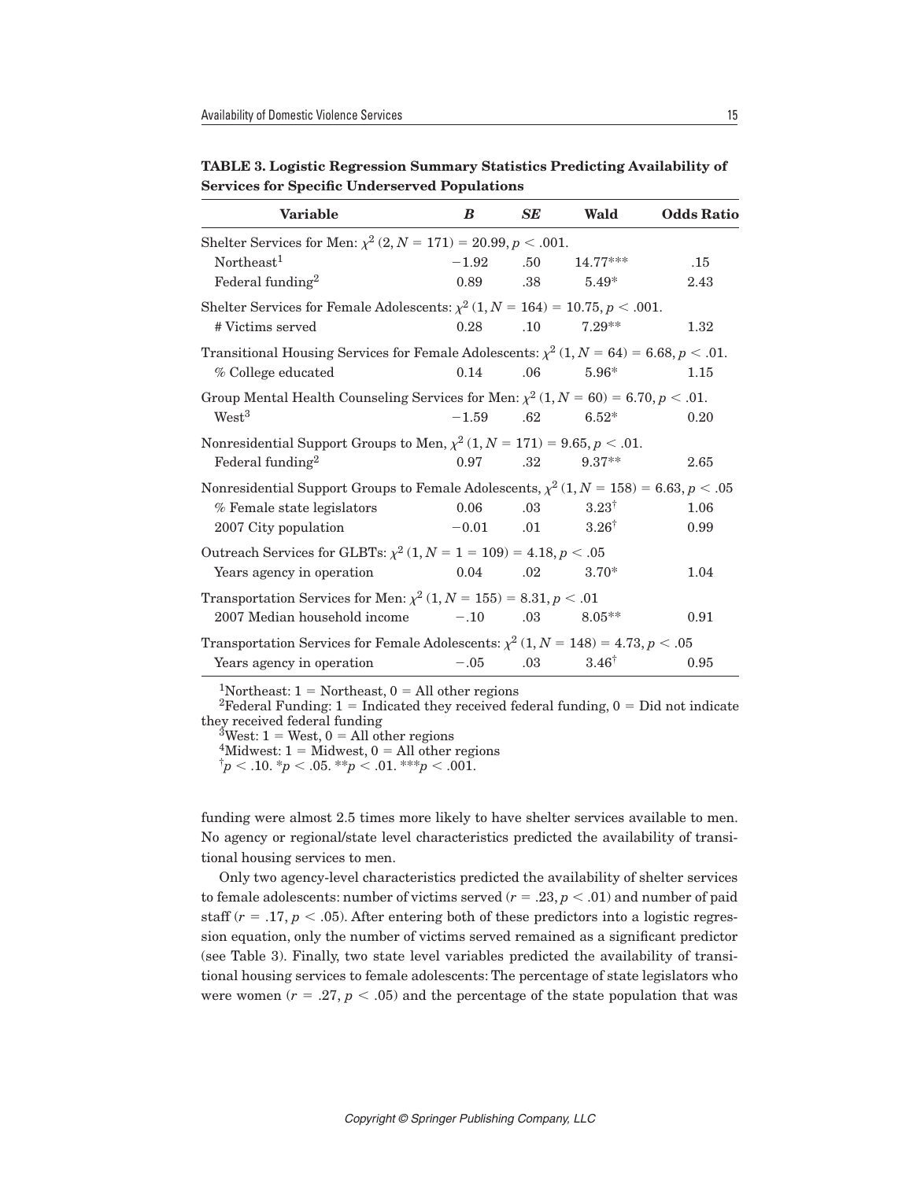**TABLE 3. Logistic Regression Summary Statistics Predicting Availability of Services for Specific Underserved Populations**

| Variable | *B* | *SE* | Wald | Odds Ratio |
|---|---|---|---|---|
| Shelter Services for Men: $\chi^2$ (2, $N$ = 171) = 20.99, $p < .001$. | | | | |
| Northeast[1] | −1.92 | .50 | 14.77*** | .15 |
| Federal funding[2] | 0.89 | .38 | 5.49* | 2.43 |
| Shelter Services for Female Adolescents: $\chi^2$ (1, $N$ = 164) = 10.75, $p < .001$. | | | | |
| # Victims served | 0.28 | .10 | 7.29** | 1.32 |
| Transitional Housing Services for Female Adolescents: $\chi^2$ (1, $N$ = 64) = 6.68, $p < .01$. | | | | |
| % College educated | 0.14 | .06 | 5.96* | 1.15 |
| Group Mental Health Counseling Services for Men: $\chi^2$ (1, $N$ = 60) = 6.70, $p < .01$. | | | | |
| West[3] | −1.59 | .62 | 6.52* | 0.20 |
| Nonresidential Support Groups to Men, $\chi^2$ (1, $N$ = 171) = 9.65, $p < .01$. | | | | |
| Federal funding[2] | 0.97 | .32 | 9.37** | 2.65 |
| Nonresidential Support Groups to Female Adolescents, $\chi^2$ (1, $N$ = 158) = 6.63, $p < .05$ | | | | |
| % Female state legislators | 0.06 | .03 | 3.23† | 1.06 |
| 2007 City population | −0.01 | .01 | 3.26† | 0.99 |
| Outreach Services for GLBTs: $\chi^2$ (1, $N$ = 1 = 109) = 4.18, $p < .05$ | | | | |
| Years agency in operation | 0.04 | .02 | 3.70* | 1.04 |
| Transportation Services for Men: $\chi^2$ (1, $N$ = 155) = 8.31, $p < .01$ | | | | |
| 2007 Median household income | −.10 | .03 | 8.05** | 0.91 |
| Transportation Services for Female Adolescents: $\chi^2$ (1, $N$ = 148) = 4.73, $p < .05$ | | | | |
| Years agency in operation | −.05 | .03 | 3.46† | 0.95 |

[1]Northeast: 1 = Northeast, 0 = All other regions
[2]Federal Funding: 1 = Indicated they received federal funding, 0 = Did not indicate they received federal funding
[3]West: 1 = West, 0 = All other regions
[4]Midwest: 1 = Midwest, 0 = All other regions
†$p < .10$. *$p < .05$. **$p < .01$. ***$p < .001$.

funding were almost 2.5 times more likely to have shelter services available to men. No agency or regional/state level characteristics predicted the availability of transitional housing services to men.

Only two agency-level characteristics predicted the availability of shelter services to female adolescents: number of victims served ($r = .23$, $p < .01$) and number of paid staff ($r = .17$, $p < .05$). After entering both of these predictors into a logistic regression equation, only the number of victims served remained as a significant predictor (see Table 3). Finally, two state level variables predicted the availability of transitional housing services to female adolescents: The percentage of state legislators who were women ($r = .27$, $p < .05$) and the percentage of the state population that was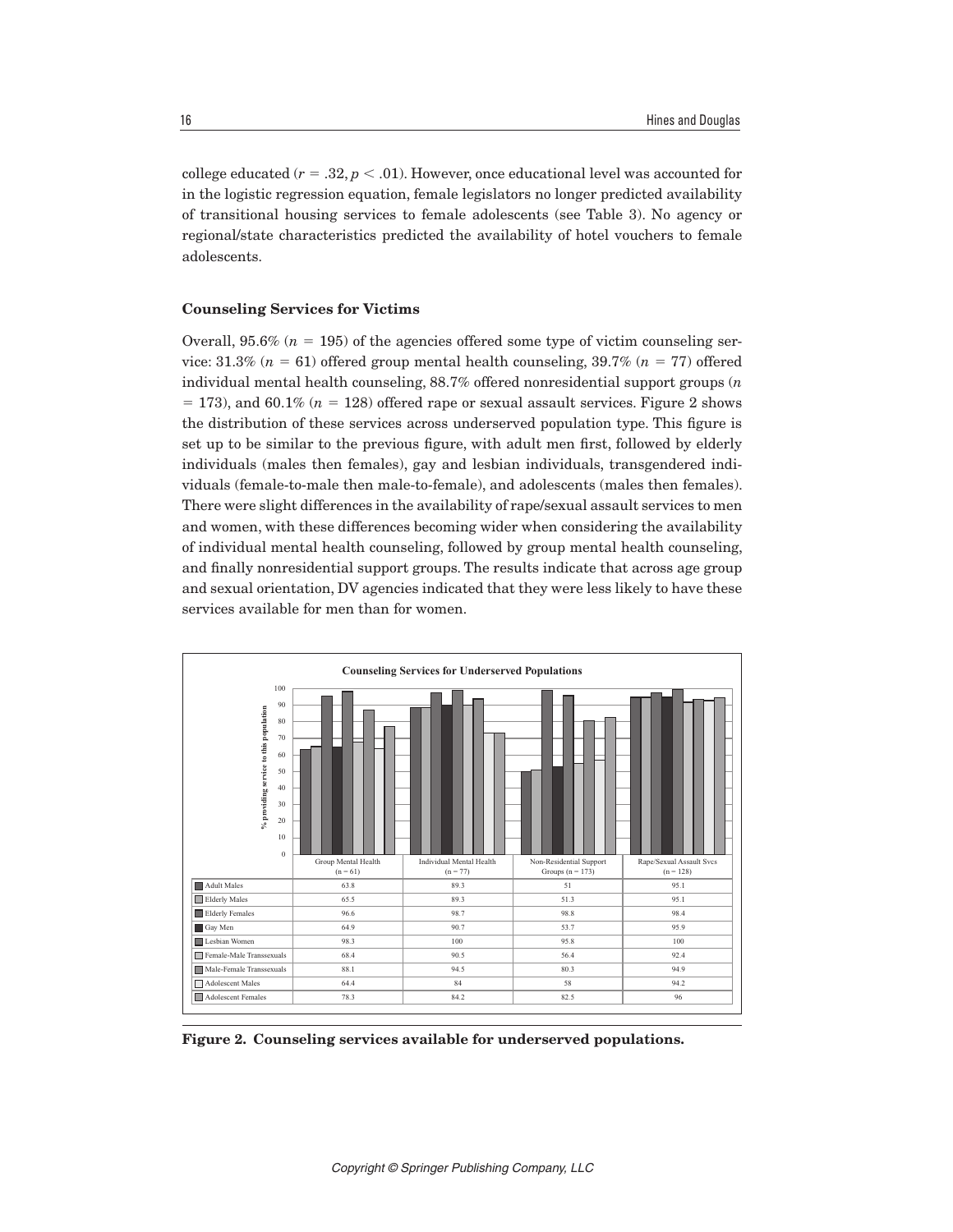college educated ($r = .32, p < .01$). However, once educational level was accounted for in the logistic regression equation, female legislators no longer predicted availability of transitional housing services to female adolescents (see Table 3). No agency or regional/state characteristics predicted the availability of hotel vouchers to female adolescents.

### Counseling Services for Victims

Overall, 95.6% ($n = 195$) of the agencies offered some type of victim counseling service: 31.3% ($n = 61$) offered group mental health counseling, 39.7% ($n = 77$) offered individual mental health counseling, 88.7% offered nonresidential support groups ($n = 173$), and 60.1% ($n = 128$) offered rape or sexual assault services. Figure 2 shows the distribution of these services across underserved population type. This figure is set up to be similar to the previous figure, with adult men first, followed by elderly individuals (males then females), gay and lesbian individuals, transgendered individuals (female-to-male then male-to-female), and adolescents (males then females). There were slight differences in the availability of rape/sexual assault services to men and women, with these differences becoming wider when considering the availability of individual mental health counseling, followed by group mental health counseling, and finally nonresidential support groups. The results indicate that across age group and sexual orientation, DV agencies indicated that they were less likely to have these services available for men than for women.

**Counseling Services for Underserved Populations**

| | Group Mental Health (n = 61) | Individual Mental Health (n = 77) | Non-Residential Support Groups (n = 173) | Rape/Sexual Assault Svcs (n = 128) |
|---|---|---|---|---|
| Adult Males | 63.8 | 89.3 | 51 | 95.1 |
| Elderly Males | 65.5 | 89.3 | 51.3 | 95.1 |
| Elderly Females | 96.6 | 98.7 | 98.8 | 98.4 |
| Gay Men | 64.9 | 90.7 | 53.7 | 95.9 |
| Lesbian Women | 98.3 | 100 | 95.8 | 100 |
| Female-Male Transsexuals | 68.4 | 90.5 | 56.4 | 92.4 |
| Male-Female Transsexuals | 88.1 | 94.5 | 80.3 | 94.9 |
| Adolescent Males | 64.4 | 84 | 58 | 94.2 |
| Adolescent Females | 78.3 | 84.2 | 82.5 | 96 |

**Figure 2. Counseling services available for underserved populations.**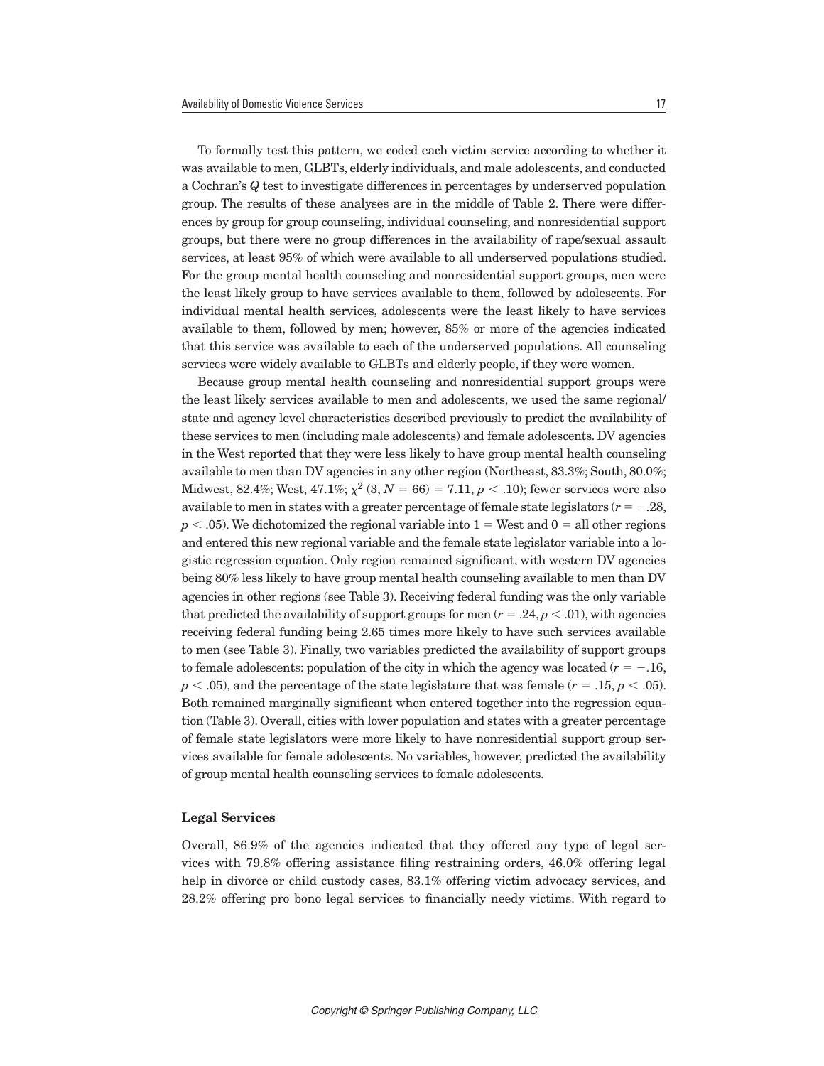To formally test this pattern, we coded each victim service according to whether it was available to men, GLBTs, elderly individuals, and male adolescents, and conducted a Cochran's $Q$ test to investigate differences in percentages by underserved population group. The results of these analyses are in the middle of Table 2. There were differences by group for group counseling, individual counseling, and nonresidential support groups, but there were no group differences in the availability of rape/sexual assault services, at least 95% of which were available to all underserved populations studied. For the group mental health counseling and nonresidential support groups, men were the least likely group to have services available to them, followed by adolescents. For individual mental health services, adolescents were the least likely to have services available to them, followed by men; however, 85% or more of the agencies indicated that this service was available to each of the underserved populations. All counseling services were widely available to GLBTs and elderly people, if they were women.

Because group mental health counseling and nonresidential support groups were the least likely services available to men and adolescents, we used the same regional/state and agency level characteristics described previously to predict the availability of these services to men (including male adolescents) and female adolescents. DV agencies in the West reported that they were less likely to have group mental health counseling available to men than DV agencies in any other region (Northeast, 83.3%; South, 80.0%; Midwest, 82.4%; West, 47.1%; $\chi^2$ $(3, N = 66) = 7.11$, $p < .10$); fewer services were also available to men in states with a greater percentage of female state legislators ($r = -.28$, $p < .05$). We dichotomized the regional variable into 1 = West and 0 = all other regions and entered this new regional variable and the female state legislator variable into a logistic regression equation. Only region remained significant, with western DV agencies being 80% less likely to have group mental health counseling available to men than DV agencies in other regions (see Table 3). Receiving federal funding was the only variable that predicted the availability of support groups for men ($r = .24$, $p < .01$), with agencies receiving federal funding being 2.65 times more likely to have such services available to men (see Table 3). Finally, two variables predicted the availability of support groups to female adolescents: population of the city in which the agency was located ($r = -.16$, $p < .05$), and the percentage of the state legislature that was female ($r = .15$, $p < .05$). Both remained marginally significant when entered together into the regression equation (Table 3). Overall, cities with lower population and states with a greater percentage of female state legislators were more likely to have nonresidential support group services available for female adolescents. No variables, however, predicted the availability of group mental health counseling services to female adolescents.

### Legal Services

Overall, 86.9% of the agencies indicated that they offered any type of legal services with 79.8% offering assistance filing restraining orders, 46.0% offering legal help in divorce or child custody cases, 83.1% offering victim advocacy services, and 28.2% offering pro bono legal services to financially needy victims. With regard to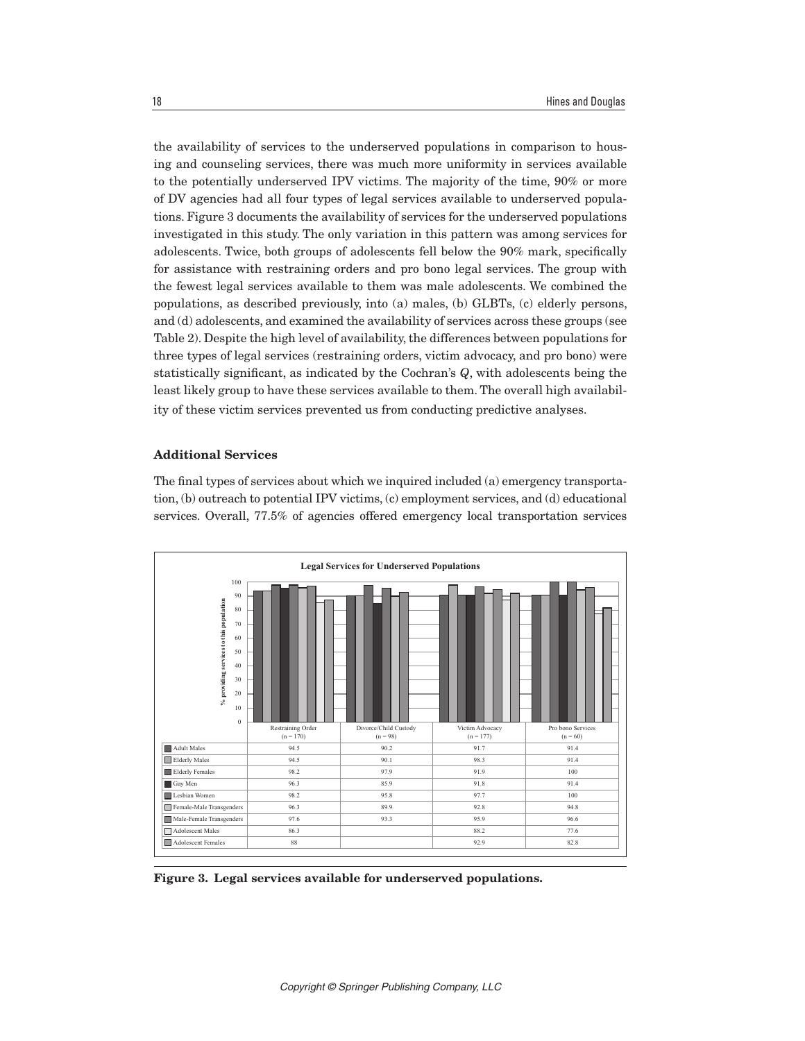the availability of services to the underserved populations in comparison to housing and counseling services, there was much more uniformity in services available to the potentially underserved IPV victims. The majority of the time, 90% or more of DV agencies had all four types of legal services available to underserved populations. Figure 3 documents the availability of services for the underserved populations investigated in this study. The only variation in this pattern was among services for adolescents. Twice, both groups of adolescents fell below the 90% mark, specifically for assistance with restraining orders and pro bono legal services. The group with the fewest legal services available to them was male adolescents. We combined the populations, as described previously, into (a) males, (b) GLBTs, (c) elderly persons, and (d) adolescents, and examined the availability of services across these groups (see Table 2). Despite the high level of availability, the differences between populations for three types of legal services (restraining orders, victim advocacy, and pro bono) were statistically significant, as indicated by the Cochran's $Q$, with adolescents being the least likely group to have these services available to them. The overall high availability of these victim services prevented us from conducting predictive analyses.

### Additional Services

The final types of services about which we inquired included (a) emergency transportation, (b) outreach to potential IPV victims, (c) employment services, and (d) educational services. Overall, 77.5% of agencies offered emergency local transportation services

**Legal Services for Underserved Populations**

| | Restraining Order (n = 170) | Divorce/Child Custody (n = 98) | Victim Advocacy (n = 177) | Pro bono Services (n = 60) |
|---|---|---|---|---|
| Adult Males | 94.5 | 90.2 | 91.7 | 91.4 |
| Elderly Males | 94.5 | 90.1 | 98.3 | 91.4 |
| Elderly Females | 98.2 | 97.9 | 91.9 | 100 |
| Gay Men | 96.3 | 85.9 | 91.8 | 91.4 |
| Lesbian Women | 98.2 | 95.8 | 97.7 | 100 |
| Female-Male Transgenders | 96.3 | 89.9 | 92.8 | 94.8 |
| Male-Female Transgenders | 97.6 | 93.3 | 95.9 | 96.6 |
| Adolescent Males | 86.3 | | 88.2 | 77.6 |
| Adolescent Females | 88 | | 92.9 | 82.8 |

**Figure 3. Legal services available for underserved populations.**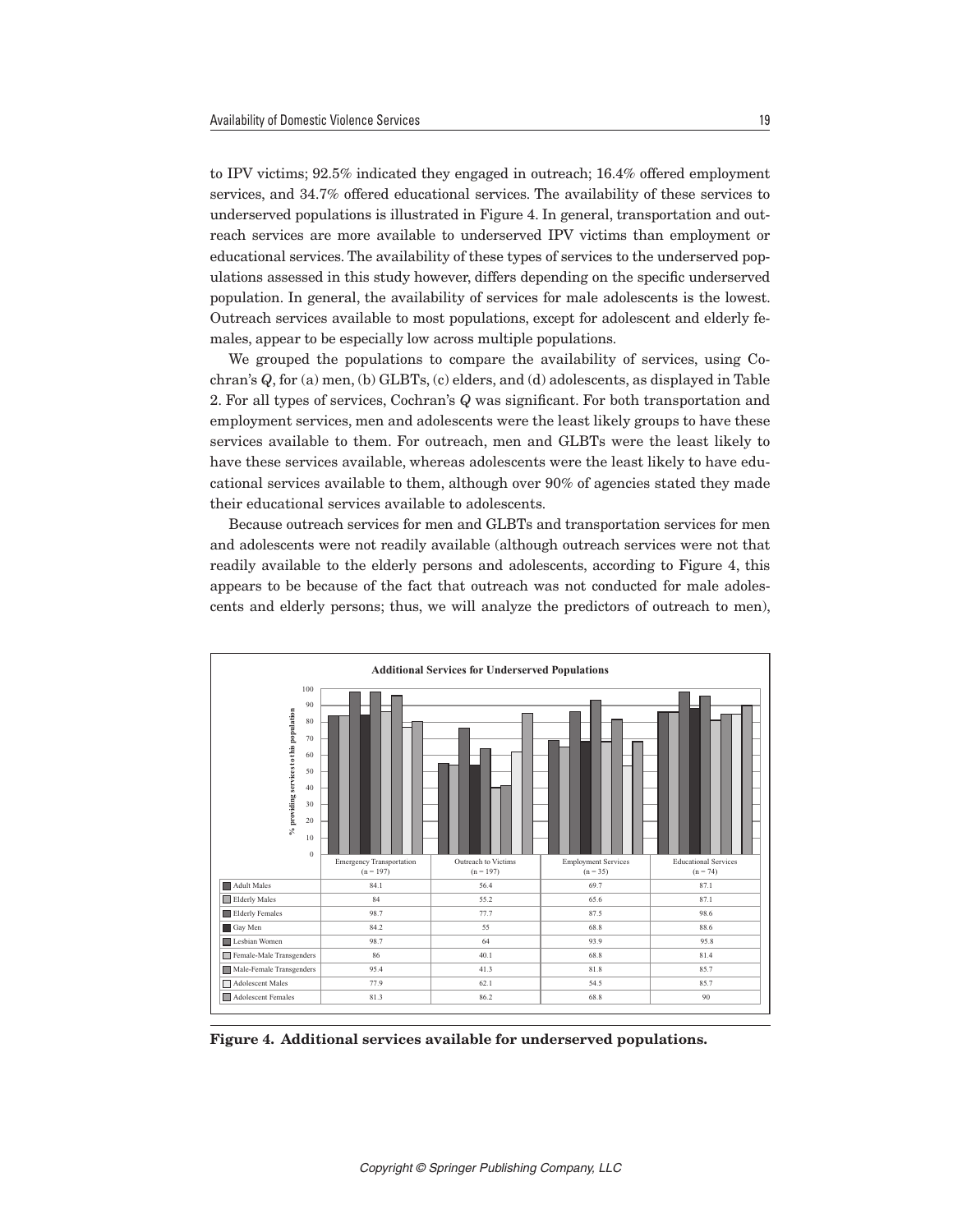to IPV victims; 92.5% indicated they engaged in outreach; 16.4% offered employment services, and 34.7% offered educational services. The availability of these services to underserved populations is illustrated in Figure 4. In general, transportation and outreach services are more available to underserved IPV victims than employment or educational services. The availability of these types of services to the underserved populations assessed in this study however, differs depending on the specific underserved population. In general, the availability of services for male adolescents is the lowest. Outreach services available to most populations, except for adolescent and elderly females, appear to be especially low across multiple populations.

We grouped the populations to compare the availability of services, using Cochran's $Q$, for (a) men, (b) GLBTs, (c) elders, and (d) adolescents, as displayed in Table 2. For all types of services, Cochran's $Q$ was significant. For both transportation and employment services, men and adolescents were the least likely groups to have these services available to them. For outreach, men and GLBTs were the least likely to have these services available, whereas adolescents were the least likely to have educational services available to them, although over 90% of agencies stated they made their educational services available to adolescents.

Because outreach services for men and GLBTs and transportation services for men and adolescents were not readily available (although outreach services were not that readily available to the elderly persons and adolescents, according to Figure 4, this appears to be because of the fact that outreach was not conducted for male adolescents and elderly persons; thus, we will analyze the predictors of outreach to men),

**Additional Services for Underserved Populations**

| | Emergency Transportation (n = 197) | Outreach to Victims (n = 197) | Employment Services (n = 35) | Educational Services (n = 74) |
|---|---|---|---|---|
| Adult Males | 84.1 | 56.4 | 69.7 | 87.1 |
| Elderly Males | 84 | 55.2 | 65.6 | 87.1 |
| Elderly Females | 98.7 | 77.7 | 87.5 | 98.6 |
| Gay Men | 84.2 | 55 | 68.8 | 88.6 |
| Lesbian Women | 98.7 | 64 | 93.9 | 95.8 |
| Female-Male Transgenders | 86 | 40.1 | 68.8 | 81.4 |
| Male-Female Transgenders | 95.4 | 41.3 | 81.8 | 85.7 |
| Adolescent Males | 77.9 | 62.1 | 54.5 | 85.7 |
| Adolescent Females | 81.3 | 86.2 | 68.8 | 90 |

**Figure 4. Additional services available for underserved populations.**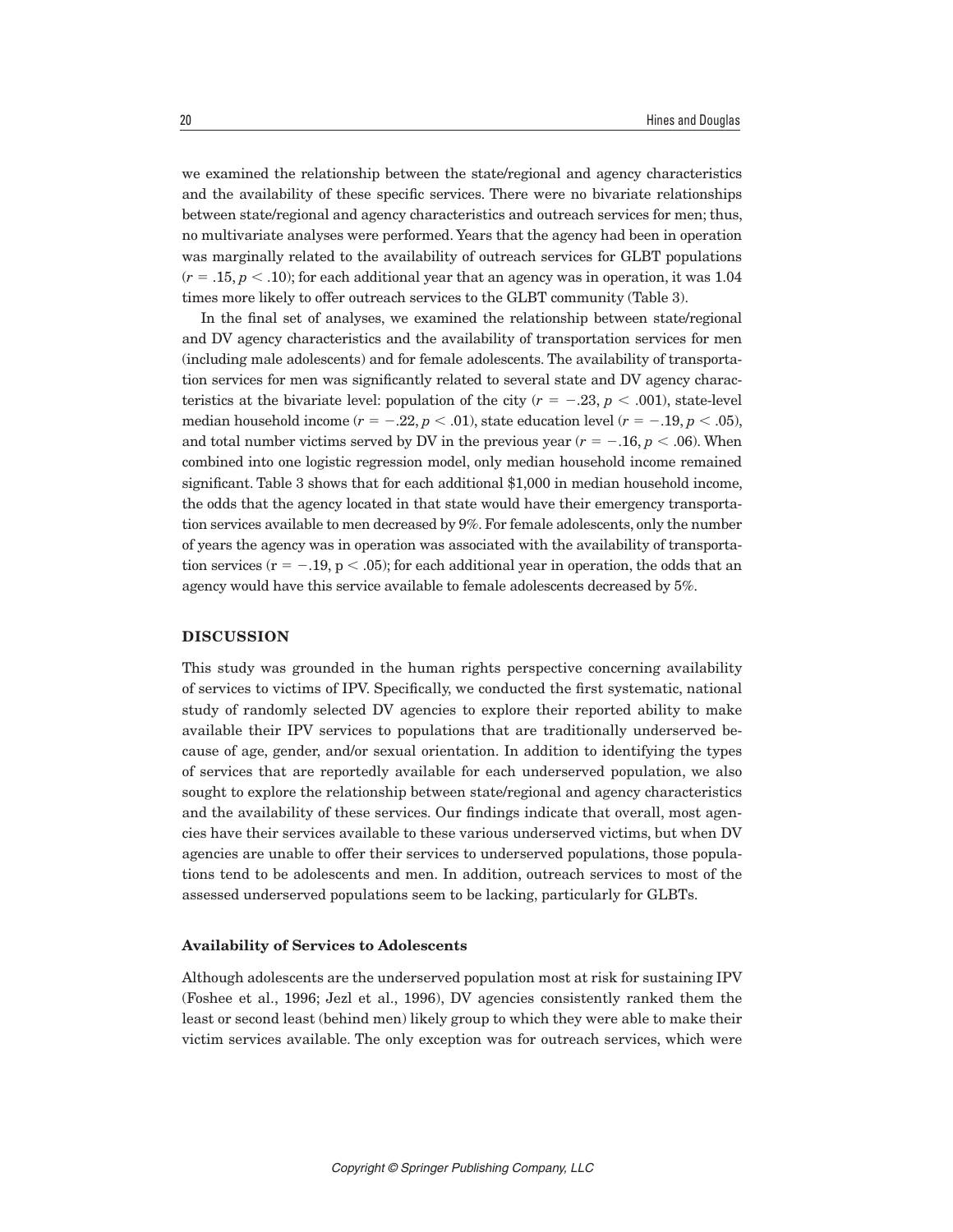we examined the relationship between the state/regional and agency characteristics and the availability of these specific services. There were no bivariate relationships between state/regional and agency characteristics and outreach services for men; thus, no multivariate analyses were performed. Years that the agency had been in operation was marginally related to the availability of outreach services for GLBT populations ($r = .15, p < .10$); for each additional year that an agency was in operation, it was 1.04 times more likely to offer outreach services to the GLBT community (Table 3).

In the final set of analyses, we examined the relationship between state/regional and DV agency characteristics and the availability of transportation services for men (including male adolescents) and for female adolescents. The availability of transportation services for men was significantly related to several state and DV agency characteristics at the bivariate level: population of the city ($r = -.23, p < .001$), state-level median household income ($r = -.22, p < .01$), state education level ($r = -.19, p < .05$), and total number victims served by DV in the previous year ($r = -.16, p < .06$). When combined into one logistic regression model, only median household income remained significant. Table 3 shows that for each additional \$1,000 in median household income, the odds that the agency located in that state would have their emergency transportation services available to men decreased by 9%. For female adolescents, only the number of years the agency was in operation was associated with the availability of transportation services ($r = -.19, p < .05$); for each additional year in operation, the odds that an agency would have this service available to female adolescents decreased by 5%.

## DISCUSSION

This study was grounded in the human rights perspective concerning availability of services to victims of IPV. Specifically, we conducted the first systematic, national study of randomly selected DV agencies to explore their reported ability to make available their IPV services to populations that are traditionally underserved because of age, gender, and/or sexual orientation. In addition to identifying the types of services that are reportedly available for each underserved population, we also sought to explore the relationship between state/regional and agency characteristics and the availability of these services. Our findings indicate that overall, most agencies have their services available to these various underserved victims, but when DV agencies are unable to offer their services to underserved populations, those populations tend to be adolescents and men. In addition, outreach services to most of the assessed underserved populations seem to be lacking, particularly for GLBTs.

### Availability of Services to Adolescents

Although adolescents are the underserved population most at risk for sustaining IPV (Foshee et al., 1996; Jezl et al., 1996), DV agencies consistently ranked them the least or second least (behind men) likely group to which they were able to make their victim services available. The only exception was for outreach services, which were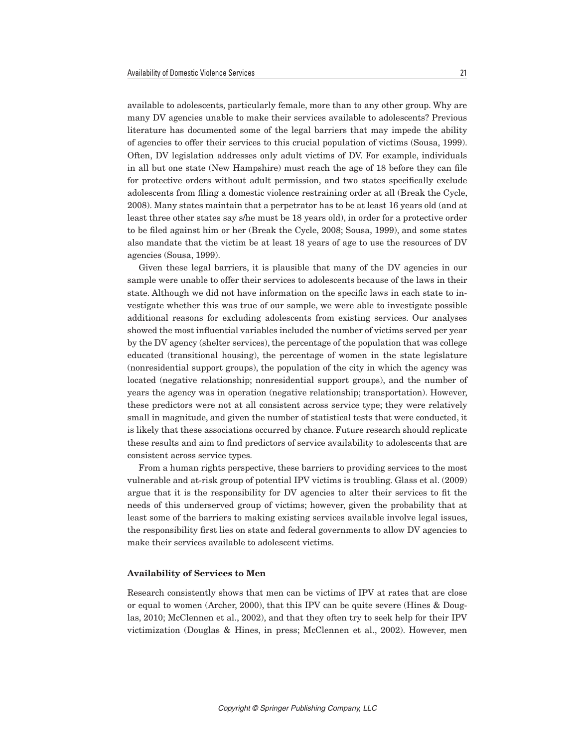available to adolescents, particularly female, more than to any other group. Why are many DV agencies unable to make their services available to adolescents? Previous literature has documented some of the legal barriers that may impede the ability of agencies to offer their services to this crucial population of victims (Sousa, 1999). Often, DV legislation addresses only adult victims of DV. For example, individuals in all but one state (New Hampshire) must reach the age of 18 before they can file for protective orders without adult permission, and two states specifically exclude adolescents from filing a domestic violence restraining order at all (Break the Cycle, 2008). Many states maintain that a perpetrator has to be at least 16 years old (and at least three other states say s/he must be 18 years old), in order for a protective order to be filed against him or her (Break the Cycle, 2008; Sousa, 1999), and some states also mandate that the victim be at least 18 years of age to use the resources of DV agencies (Sousa, 1999).

Given these legal barriers, it is plausible that many of the DV agencies in our sample were unable to offer their services to adolescents because of the laws in their state. Although we did not have information on the specific laws in each state to investigate whether this was true of our sample, we were able to investigate possible additional reasons for excluding adolescents from existing services. Our analyses showed the most influential variables included the number of victims served per year by the DV agency (shelter services), the percentage of the population that was college educated (transitional housing), the percentage of women in the state legislature (nonresidential support groups), the population of the city in which the agency was located (negative relationship; nonresidential support groups), and the number of years the agency was in operation (negative relationship; transportation). However, these predictors were not at all consistent across service type; they were relatively small in magnitude, and given the number of statistical tests that were conducted, it is likely that these associations occurred by chance. Future research should replicate these results and aim to find predictors of service availability to adolescents that are consistent across service types.

From a human rights perspective, these barriers to providing services to the most vulnerable and at-risk group of potential IPV victims is troubling. Glass et al. (2009) argue that it is the responsibility for DV agencies to alter their services to fit the needs of this underserved group of victims; however, given the probability that at least some of the barriers to making existing services available involve legal issues, the responsibility first lies on state and federal governments to allow DV agencies to make their services available to adolescent victims.

**Availability of Services to Men**

Research consistently shows that men can be victims of IPV at rates that are close or equal to women (Archer, 2000), that this IPV can be quite severe (Hines & Douglas, 2010; McClennen et al., 2002), and that they often try to seek help for their IPV victimization (Douglas & Hines, in press; McClennen et al., 2002). However, men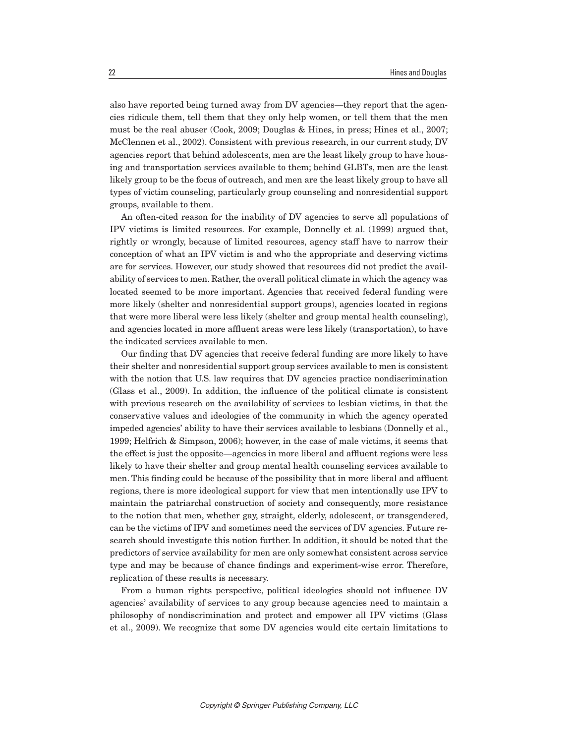also have reported being turned away from DV agencies—they report that the agencies ridicule them, tell them that they only help women, or tell them that the men must be the real abuser (Cook, 2009; Douglas & Hines, in press; Hines et al., 2007; McClennen et al., 2002). Consistent with previous research, in our current study, DV agencies report that behind adolescents, men are the least likely group to have housing and transportation services available to them; behind GLBTs, men are the least likely group to be the focus of outreach, and men are the least likely group to have all types of victim counseling, particularly group counseling and nonresidential support groups, available to them.

An often-cited reason for the inability of DV agencies to serve all populations of IPV victims is limited resources. For example, Donnelly et al. (1999) argued that, rightly or wrongly, because of limited resources, agency staff have to narrow their conception of what an IPV victim is and who the appropriate and deserving victims are for services. However, our study showed that resources did not predict the availability of services to men. Rather, the overall political climate in which the agency was located seemed to be more important. Agencies that received federal funding were more likely (shelter and nonresidential support groups), agencies located in regions that were more liberal were less likely (shelter and group mental health counseling), and agencies located in more affluent areas were less likely (transportation), to have the indicated services available to men.

Our finding that DV agencies that receive federal funding are more likely to have their shelter and nonresidential support group services available to men is consistent with the notion that U.S. law requires that DV agencies practice nondiscrimination (Glass et al., 2009). In addition, the influence of the political climate is consistent with previous research on the availability of services to lesbian victims, in that the conservative values and ideologies of the community in which the agency operated impeded agencies' ability to have their services available to lesbians (Donnelly et al., 1999; Helfrich & Simpson, 2006); however, in the case of male victims, it seems that the effect is just the opposite—agencies in more liberal and affluent regions were less likely to have their shelter and group mental health counseling services available to men. This finding could be because of the possibility that in more liberal and affluent regions, there is more ideological support for view that men intentionally use IPV to maintain the patriarchal construction of society and consequently, more resistance to the notion that men, whether gay, straight, elderly, adolescent, or transgendered, can be the victims of IPV and sometimes need the services of DV agencies. Future research should investigate this notion further. In addition, it should be noted that the predictors of service availability for men are only somewhat consistent across service type and may be because of chance findings and experiment-wise error. Therefore, replication of these results is necessary.

From a human rights perspective, political ideologies should not influence DV agencies' availability of services to any group because agencies need to maintain a philosophy of nondiscrimination and protect and empower all IPV victims (Glass et al., 2009). We recognize that some DV agencies would cite certain limitations to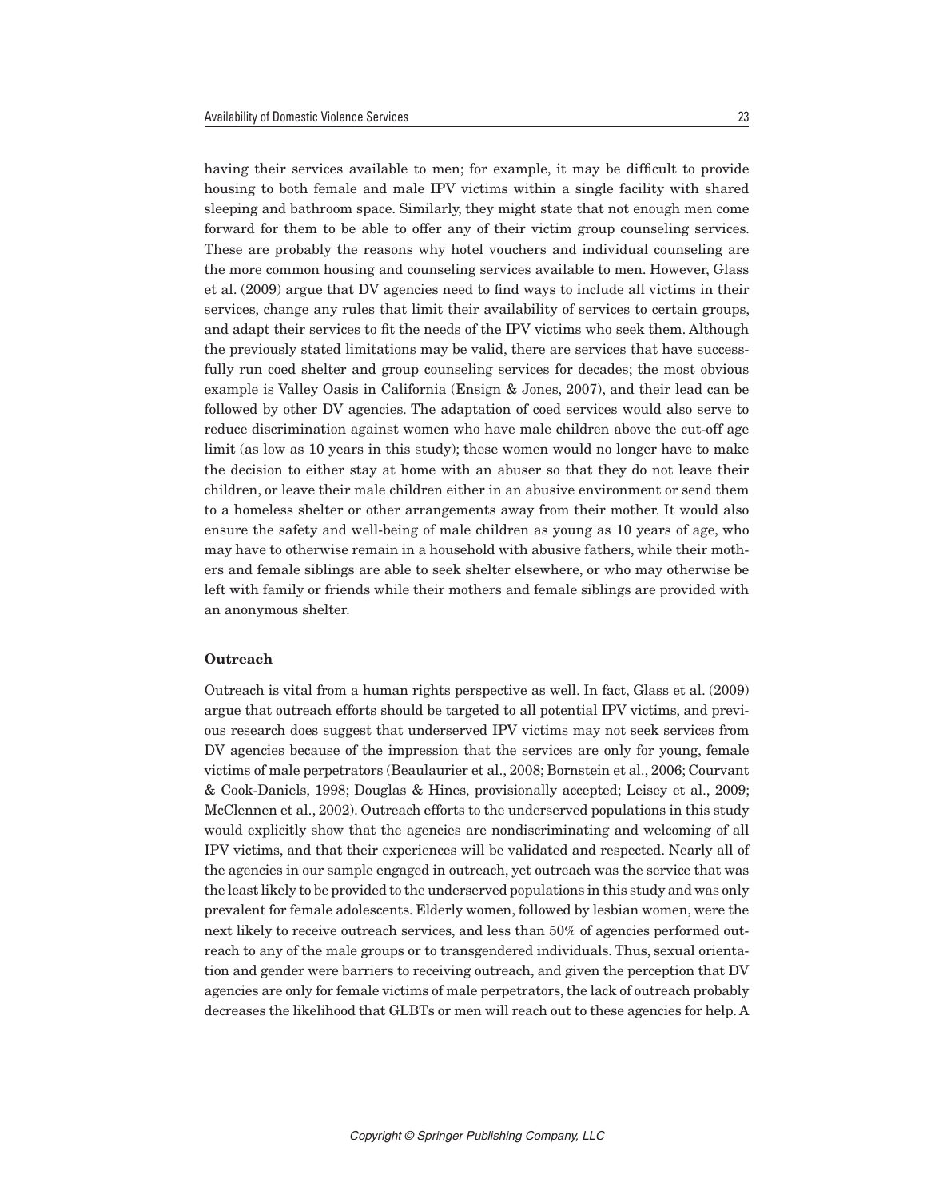having their services available to men; for example, it may be difficult to provide housing to both female and male IPV victims within a single facility with shared sleeping and bathroom space. Similarly, they might state that not enough men come forward for them to be able to offer any of their victim group counseling services. These are probably the reasons why hotel vouchers and individual counseling are the more common housing and counseling services available to men. However, Glass et al. (2009) argue that DV agencies need to find ways to include all victims in their services, change any rules that limit their availability of services to certain groups, and adapt their services to fit the needs of the IPV victims who seek them. Although the previously stated limitations may be valid, there are services that have successfully run coed shelter and group counseling services for decades; the most obvious example is Valley Oasis in California (Ensign & Jones, 2007), and their lead can be followed by other DV agencies. The adaptation of coed services would also serve to reduce discrimination against women who have male children above the cut-off age limit (as low as 10 years in this study); these women would no longer have to make the decision to either stay at home with an abuser so that they do not leave their children, or leave their male children either in an abusive environment or send them to a homeless shelter or other arrangements away from their mother. It would also ensure the safety and well-being of male children as young as 10 years of age, who may have to otherwise remain in a household with abusive fathers, while their mothers and female siblings are able to seek shelter elsewhere, or who may otherwise be left with family or friends while their mothers and female siblings are provided with an anonymous shelter.

**Outreach**

Outreach is vital from a human rights perspective as well. In fact, Glass et al. (2009) argue that outreach efforts should be targeted to all potential IPV victims, and previous research does suggest that underserved IPV victims may not seek services from DV agencies because of the impression that the services are only for young, female victims of male perpetrators (Beaulaurier et al., 2008; Bornstein et al., 2006; Courvant & Cook-Daniels, 1998; Douglas & Hines, provisionally accepted; Leisey et al., 2009; McClennen et al., 2002). Outreach efforts to the underserved populations in this study would explicitly show that the agencies are nondiscriminating and welcoming of all IPV victims, and that their experiences will be validated and respected. Nearly all of the agencies in our sample engaged in outreach, yet outreach was the service that was the least likely to be provided to the underserved populations in this study and was only prevalent for female adolescents. Elderly women, followed by lesbian women, were the next likely to receive outreach services, and less than 50% of agencies performed outreach to any of the male groups or to transgendered individuals. Thus, sexual orientation and gender were barriers to receiving outreach, and given the perception that DV agencies are only for female victims of male perpetrators, the lack of outreach probably decreases the likelihood that GLBTs or men will reach out to these agencies for help. A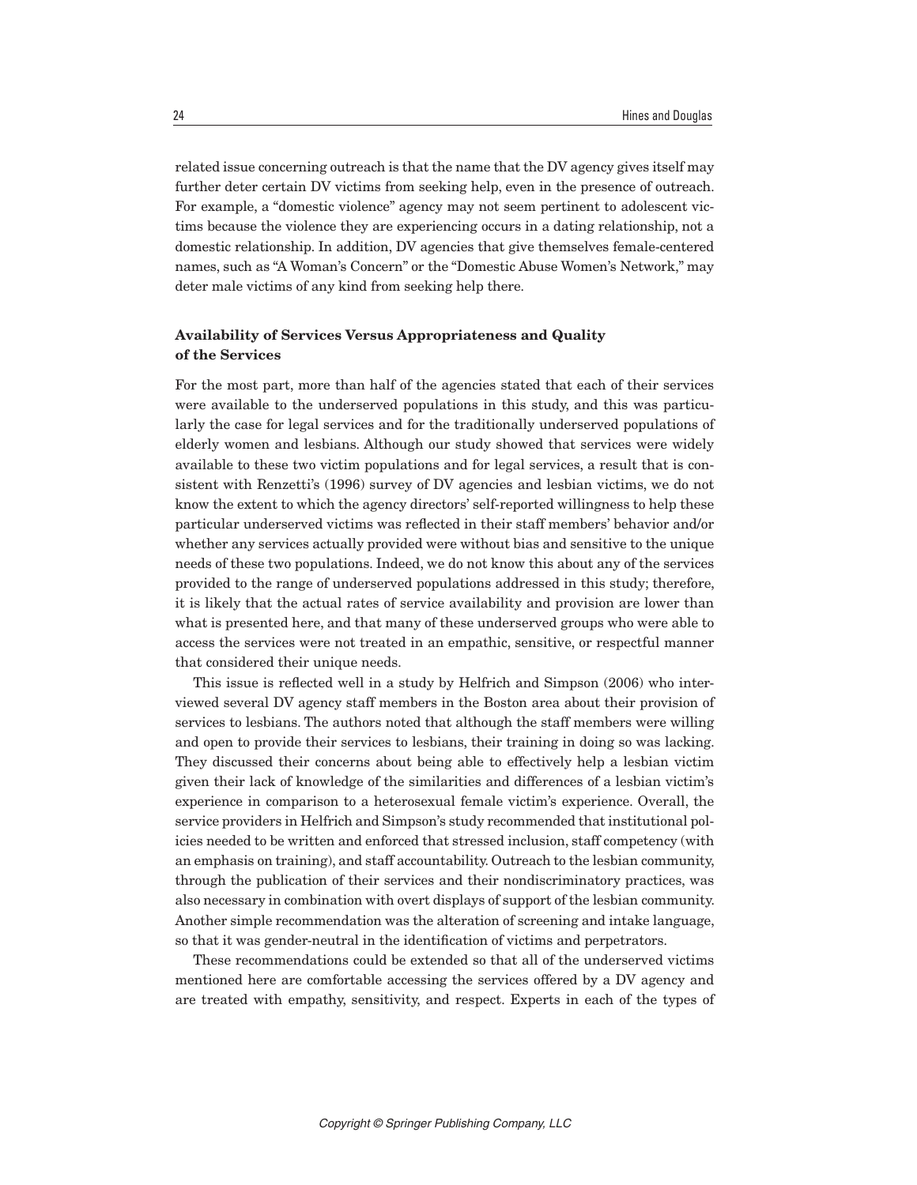related issue concerning outreach is that the name that the DV agency gives itself may further deter certain DV victims from seeking help, even in the presence of outreach. For example, a "domestic violence" agency may not seem pertinent to adolescent victims because the violence they are experiencing occurs in a dating relationship, not a domestic relationship. In addition, DV agencies that give themselves female-centered names, such as "A Woman's Concern" or the "Domestic Abuse Women's Network," may deter male victims of any kind from seeking help there.

### Availability of Services Versus Appropriateness and Quality of the Services

For the most part, more than half of the agencies stated that each of their services were available to the underserved populations in this study, and this was particularly the case for legal services and for the traditionally underserved populations of elderly women and lesbians. Although our study showed that services were widely available to these two victim populations and for legal services, a result that is consistent with Renzetti's (1996) survey of DV agencies and lesbian victims, we do not know the extent to which the agency directors' self-reported willingness to help these particular underserved victims was reflected in their staff members' behavior and/or whether any services actually provided were without bias and sensitive to the unique needs of these two populations. Indeed, we do not know this about any of the services provided to the range of underserved populations addressed in this study; therefore, it is likely that the actual rates of service availability and provision are lower than what is presented here, and that many of these underserved groups who were able to access the services were not treated in an empathic, sensitive, or respectful manner that considered their unique needs.

This issue is reflected well in a study by Helfrich and Simpson (2006) who interviewed several DV agency staff members in the Boston area about their provision of services to lesbians. The authors noted that although the staff members were willing and open to provide their services to lesbians, their training in doing so was lacking. They discussed their concerns about being able to effectively help a lesbian victim given their lack of knowledge of the similarities and differences of a lesbian victim's experience in comparison to a heterosexual female victim's experience. Overall, the service providers in Helfrich and Simpson's study recommended that institutional policies needed to be written and enforced that stressed inclusion, staff competency (with an emphasis on training), and staff accountability. Outreach to the lesbian community, through the publication of their services and their nondiscriminatory practices, was also necessary in combination with overt displays of support of the lesbian community. Another simple recommendation was the alteration of screening and intake language, so that it was gender-neutral in the identification of victims and perpetrators.

These recommendations could be extended so that all of the underserved victims mentioned here are comfortable accessing the services offered by a DV agency and are treated with empathy, sensitivity, and respect. Experts in each of the types of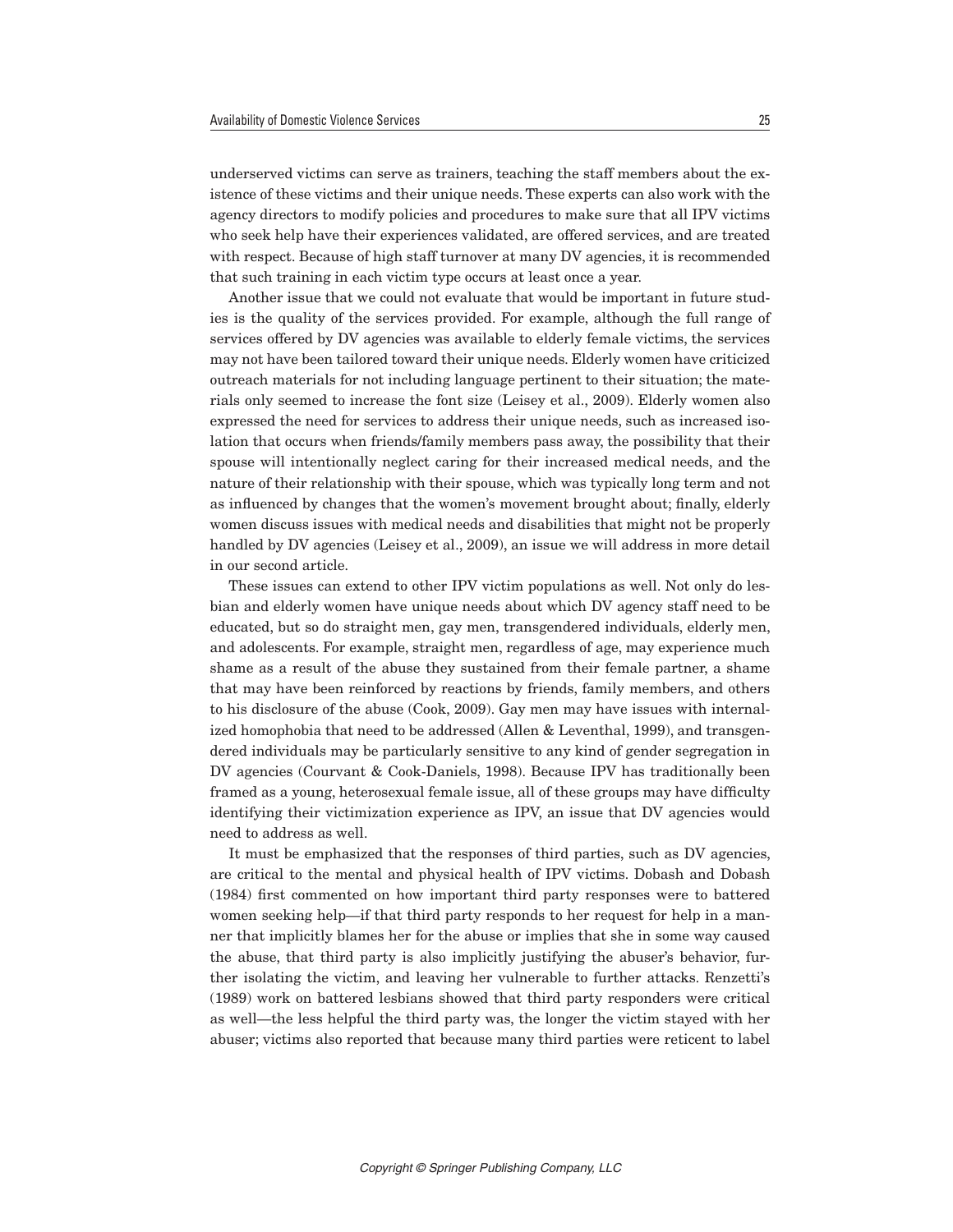underserved victims can serve as trainers, teaching the staff members about the existence of these victims and their unique needs. These experts can also work with the agency directors to modify policies and procedures to make sure that all IPV victims who seek help have their experiences validated, are offered services, and are treated with respect. Because of high staff turnover at many DV agencies, it is recommended that such training in each victim type occurs at least once a year.

Another issue that we could not evaluate that would be important in future studies is the quality of the services provided. For example, although the full range of services offered by DV agencies was available to elderly female victims, the services may not have been tailored toward their unique needs. Elderly women have criticized outreach materials for not including language pertinent to their situation; the materials only seemed to increase the font size (Leisey et al., 2009). Elderly women also expressed the need for services to address their unique needs, such as increased isolation that occurs when friends/family members pass away, the possibility that their spouse will intentionally neglect caring for their increased medical needs, and the nature of their relationship with their spouse, which was typically long term and not as influenced by changes that the women's movement brought about; finally, elderly women discuss issues with medical needs and disabilities that might not be properly handled by DV agencies (Leisey et al., 2009), an issue we will address in more detail in our second article.

These issues can extend to other IPV victim populations as well. Not only do lesbian and elderly women have unique needs about which DV agency staff need to be educated, but so do straight men, gay men, transgendered individuals, elderly men, and adolescents. For example, straight men, regardless of age, may experience much shame as a result of the abuse they sustained from their female partner, a shame that may have been reinforced by reactions by friends, family members, and others to his disclosure of the abuse (Cook, 2009). Gay men may have issues with internalized homophobia that need to be addressed (Allen & Leventhal, 1999), and transgendered individuals may be particularly sensitive to any kind of gender segregation in DV agencies (Courvant & Cook-Daniels, 1998). Because IPV has traditionally been framed as a young, heterosexual female issue, all of these groups may have difficulty identifying their victimization experience as IPV, an issue that DV agencies would need to address as well.

It must be emphasized that the responses of third parties, such as DV agencies, are critical to the mental and physical health of IPV victims. Dobash and Dobash (1984) first commented on how important third party responses were to battered women seeking help—if that third party responds to her request for help in a manner that implicitly blames her for the abuse or implies that she in some way caused the abuse, that third party is also implicitly justifying the abuser's behavior, further isolating the victim, and leaving her vulnerable to further attacks. Renzetti's (1989) work on battered lesbians showed that third party responders were critical as well—the less helpful the third party was, the longer the victim stayed with her abuser; victims also reported that because many third parties were reticent to label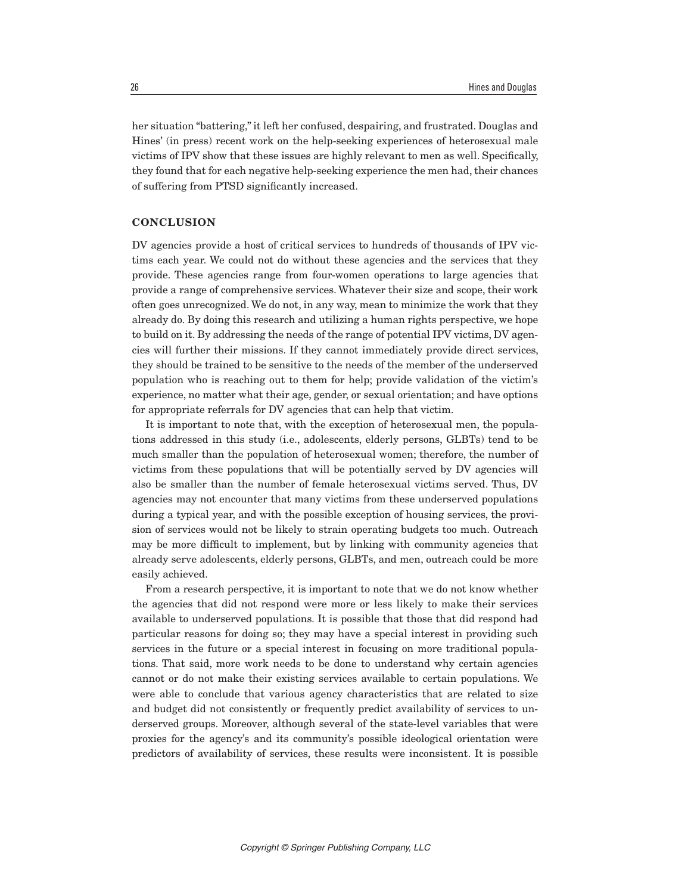her situation "battering," it left her confused, despairing, and frustrated. Douglas and Hines' (in press) recent work on the help-seeking experiences of heterosexual male victims of IPV show that these issues are highly relevant to men as well. Specifically, they found that for each negative help-seeking experience the men had, their chances of suffering from PTSD significantly increased.

## CONCLUSION

DV agencies provide a host of critical services to hundreds of thousands of IPV victims each year. We could not do without these agencies and the services that they provide. These agencies range from four-women operations to large agencies that provide a range of comprehensive services. Whatever their size and scope, their work often goes unrecognized. We do not, in any way, mean to minimize the work that they already do. By doing this research and utilizing a human rights perspective, we hope to build on it. By addressing the needs of the range of potential IPV victims, DV agencies will further their missions. If they cannot immediately provide direct services, they should be trained to be sensitive to the needs of the member of the underserved population who is reaching out to them for help; provide validation of the victim's experience, no matter what their age, gender, or sexual orientation; and have options for appropriate referrals for DV agencies that can help that victim.

It is important to note that, with the exception of heterosexual men, the populations addressed in this study (i.e., adolescents, elderly persons, GLBTs) tend to be much smaller than the population of heterosexual women; therefore, the number of victims from these populations that will be potentially served by DV agencies will also be smaller than the number of female heterosexual victims served. Thus, DV agencies may not encounter that many victims from these underserved populations during a typical year, and with the possible exception of housing services, the provision of services would not be likely to strain operating budgets too much. Outreach may be more difficult to implement, but by linking with community agencies that already serve adolescents, elderly persons, GLBTs, and men, outreach could be more easily achieved.

From a research perspective, it is important to note that we do not know whether the agencies that did not respond were more or less likely to make their services available to underserved populations. It is possible that those that did respond had particular reasons for doing so; they may have a special interest in providing such services in the future or a special interest in focusing on more traditional populations. That said, more work needs to be done to understand why certain agencies cannot or do not make their existing services available to certain populations. We were able to conclude that various agency characteristics that are related to size and budget did not consistently or frequently predict availability of services to underserved groups. Moreover, although several of the state-level variables that were proxies for the agency's and its community's possible ideological orientation were predictors of availability of services, these results were inconsistent. It is possible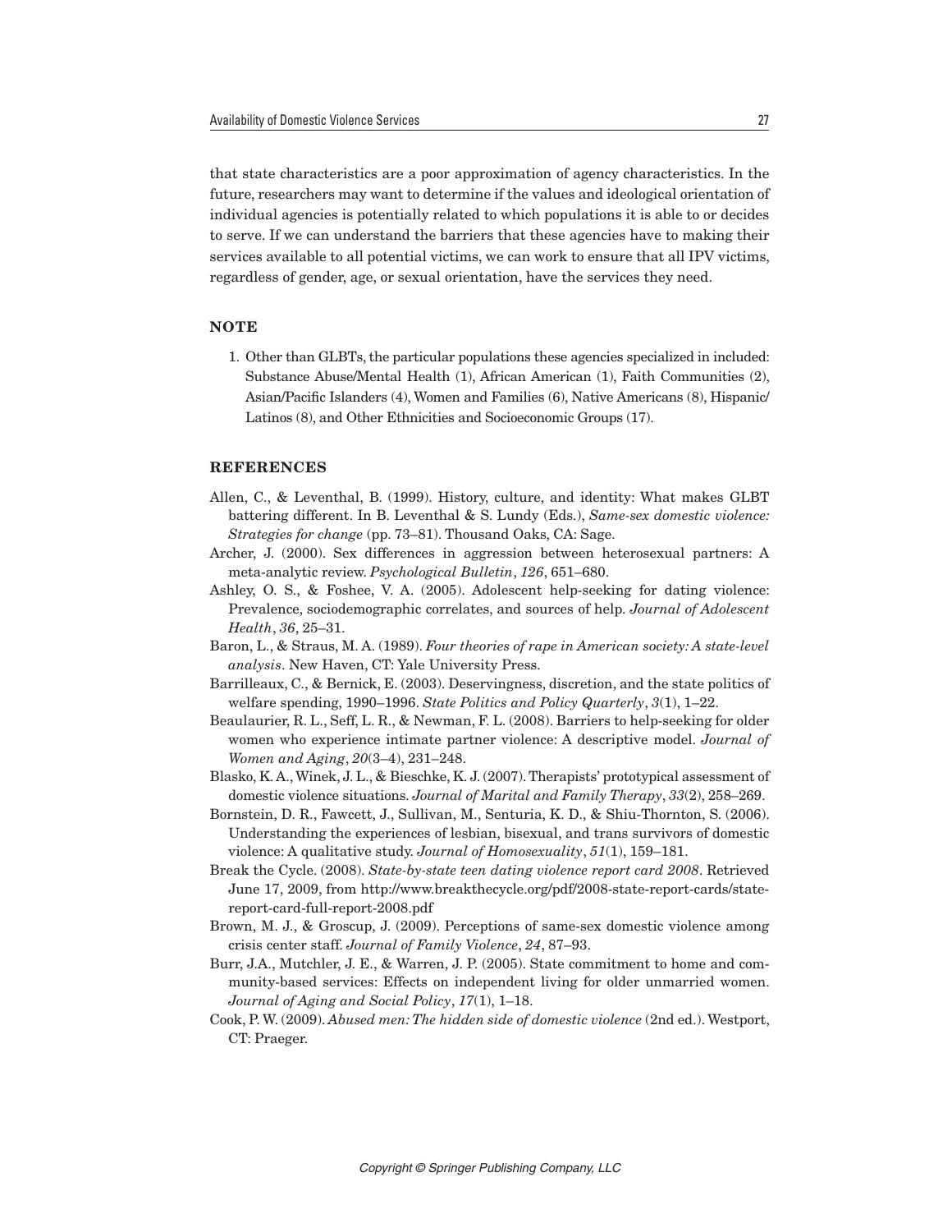that state characteristics are a poor approximation of agency characteristics. In the future, researchers may want to determine if the values and ideological orientation of individual agencies is potentially related to which populations it is able to or decides to serve. If we can understand the barriers that these agencies have to making their services available to all potential victims, we can work to ensure that all IPV victims, regardless of gender, age, or sexual orientation, have the services they need.

## NOTE

1. Other than GLBTs, the particular populations these agencies specialized in included: Substance Abuse/Mental Health (1), African American (1), Faith Communities (2), Asian/Pacific Islanders (4), Women and Families (6), Native Americans (8), Hispanic/Latinos (8), and Other Ethnicities and Socioeconomic Groups (17).

## REFERENCES

Allen, C., & Leventhal, B. (1999). History, culture, and identity: What makes GLBT battering different. In B. Leventhal & S. Lundy (Eds.), *Same-sex domestic violence: Strategies for change* (pp. 73–81). Thousand Oaks, CA: Sage.

Archer, J. (2000). Sex differences in aggression between heterosexual partners: A meta-analytic review. *Psychological Bulletin*, *126*, 651–680.

Ashley, O. S., & Foshee, V. A. (2005). Adolescent help-seeking for dating violence: Prevalence, sociodemographic correlates, and sources of help. *Journal of Adolescent Health*, *36*, 25–31.

Baron, L., & Straus, M. A. (1989). *Four theories of rape in American society: A state-level analysis*. New Haven, CT: Yale University Press.

Barrilleaux, C., & Bernick, E. (2003). Deservingness, discretion, and the state politics of welfare spending, 1990–1996. *State Politics and Policy Quarterly*, *3*(1), 1–22.

Beaulaurier, R. L., Seff, L. R., & Newman, F. L. (2008). Barriers to help-seeking for older women who experience intimate partner violence: A descriptive model. *Journal of Women and Aging*, *20*(3–4), 231–248.

Blasko, K. A., Winek, J. L., & Bieschke, K. J. (2007). Therapists' prototypical assessment of domestic violence situations. *Journal of Marital and Family Therapy*, *33*(2), 258–269.

Bornstein, D. R., Fawcett, J., Sullivan, M., Senturia, K. D., & Shiu-Thornton, S. (2006). Understanding the experiences of lesbian, bisexual, and trans survivors of domestic violence: A qualitative study. *Journal of Homosexuality*, *51*(1), 159–181.

Break the Cycle. (2008). *State-by-state teen dating violence report card 2008*. Retrieved June 17, 2009, from http://www.breakthecycle.org/pdf/2008-state-report-cards/state-report-card-full-report-2008.pdf

Brown, M. J., & Groscup, J. (2009). Perceptions of same-sex domestic violence among crisis center staff. *Journal of Family Violence*, *24*, 87–93.

Burr, J.A., Mutchler, J. E., & Warren, J. P. (2005). State commitment to home and community-based services: Effects on independent living for older unmarried women. *Journal of Aging and Social Policy*, *17*(1), 1–18.

Cook, P. W. (2009). *Abused men: The hidden side of domestic violence* (2nd ed.). Westport, CT: Praeger.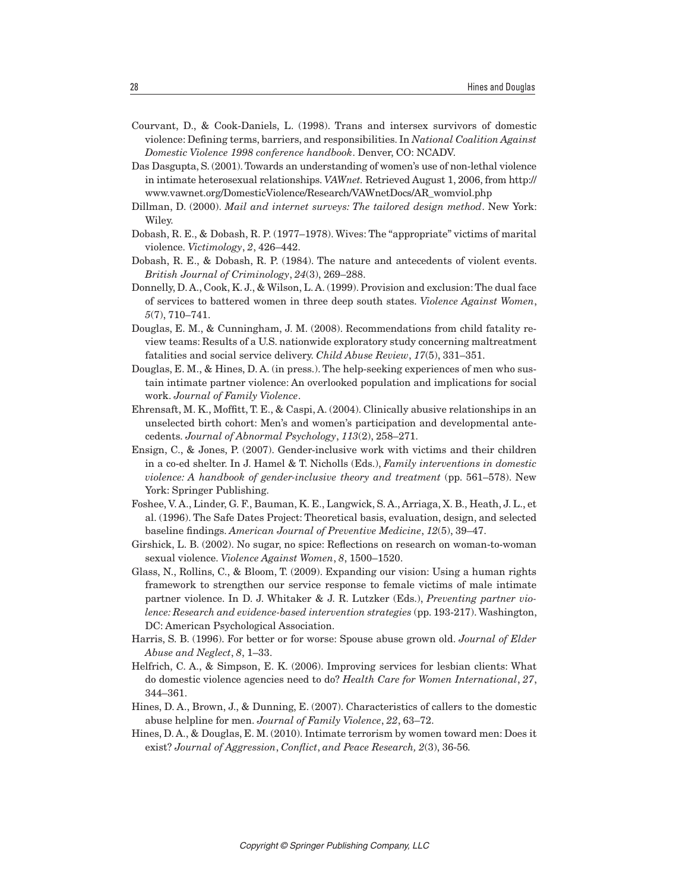Courvant, D., & Cook-Daniels, L. (1998). Trans and intersex survivors of domestic violence: Defining terms, barriers, and responsibilities. In *National Coalition Against Domestic Violence 1998 conference handbook*. Denver, CO: NCADV.

Das Dasgupta, S. (2001). Towards an understanding of women's use of non-lethal violence in intimate heterosexual relationships. *VAWnet.* Retrieved August 1, 2006, from http://www.vawnet.org/DomesticViolence/Research/VAWnetDocs/AR_womviol.php

Dillman, D. (2000). *Mail and internet surveys: The tailored design method*. New York: Wiley.

Dobash, R. E., & Dobash, R. P. (1977–1978). Wives: The "appropriate" victims of marital violence. *Victimology*, *2*, 426–442.

Dobash, R. E., & Dobash, R. P. (1984). The nature and antecedents of violent events. *British Journal of Criminology*, *24*(3), 269–288.

Donnelly, D. A., Cook, K. J., & Wilson, L. A. (1999). Provision and exclusion: The dual face of services to battered women in three deep south states. *Violence Against Women*, *5*(7), 710–741.

Douglas, E. M., & Cunningham, J. M. (2008). Recommendations from child fatality review teams: Results of a U.S. nationwide exploratory study concerning maltreatment fatalities and social service delivery. *Child Abuse Review*, *17*(5), 331–351.

Douglas, E. M., & Hines, D. A. (in press.). The help-seeking experiences of men who sustain intimate partner violence: An overlooked population and implications for social work. *Journal of Family Violence*.

Ehrensaft, M. K., Moffitt, T. E., & Caspi, A. (2004). Clinically abusive relationships in an unselected birth cohort: Men's and women's participation and developmental antecedents. *Journal of Abnormal Psychology*, *113*(2), 258–271.

Ensign, C., & Jones, P. (2007). Gender-inclusive work with victims and their children in a co-ed shelter. In J. Hamel & T. Nicholls (Eds.), *Family interventions in domestic violence: A handbook of gender-inclusive theory and treatment* (pp. 561–578). New York: Springer Publishing.

Foshee, V. A., Linder, G. F., Bauman, K. E., Langwick, S. A., Arriaga, X. B., Heath, J. L., et al. (1996). The Safe Dates Project: Theoretical basis, evaluation, design, and selected baseline findings. *American Journal of Preventive Medicine*, *12*(5), 39–47.

Girshick, L. B. (2002). No sugar, no spice: Reflections on research on woman-to-woman sexual violence. *Violence Against Women*, *8*, 1500–1520.

Glass, N., Rollins, C., & Bloom, T. (2009). Expanding our vision: Using a human rights framework to strengthen our service response to female victims of male intimate partner violence. In D. J. Whitaker & J. R. Lutzker (Eds.), *Preventing partner violence: Research and evidence-based intervention strategies* (pp. 193-217). Washington, DC: American Psychological Association.

Harris, S. B. (1996). For better or for worse: Spouse abuse grown old. *Journal of Elder Abuse and Neglect*, *8*, 1–33.

Helfrich, C. A., & Simpson, E. K. (2006). Improving services for lesbian clients: What do domestic violence agencies need to do? *Health Care for Women International*, *27*, 344–361.

Hines, D. A., Brown, J., & Dunning, E. (2007). Characteristics of callers to the domestic abuse helpline for men. *Journal of Family Violence*, *22*, 63–72.

Hines, D. A., & Douglas, E. M. (2010). Intimate terrorism by women toward men: Does it exist? *Journal of Aggression, Conflict, and Peace Research, 2*(3), 36-56.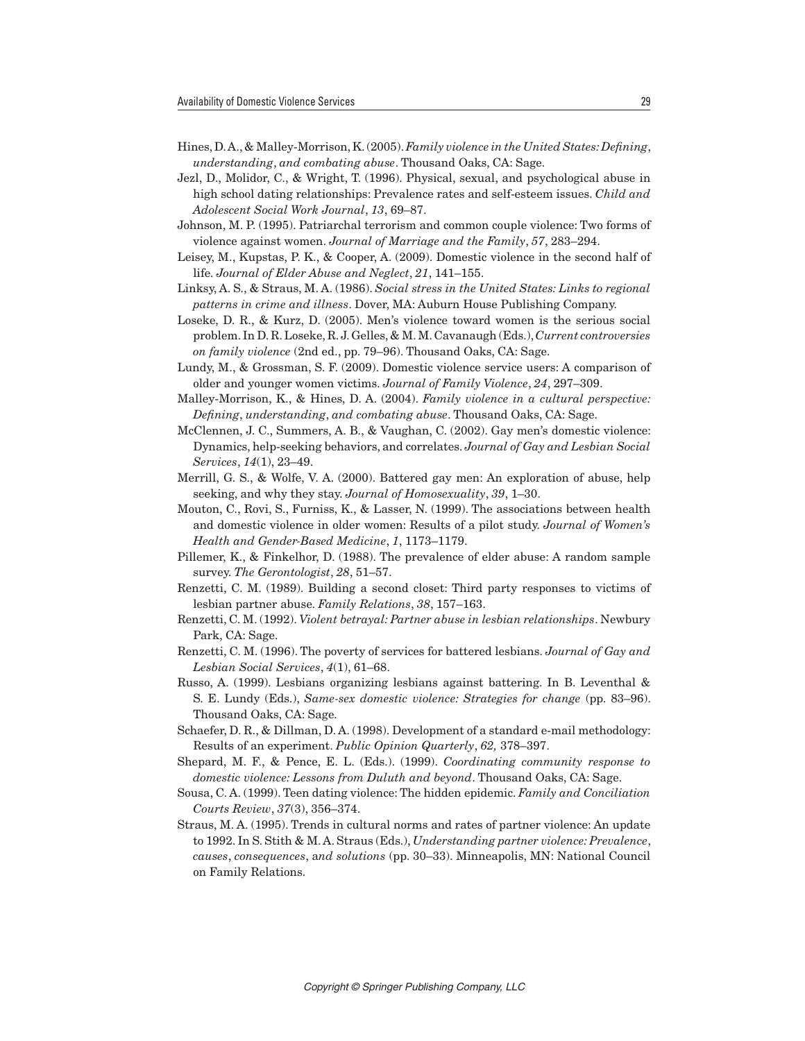Hines, D. A., & Malley-Morrison, K. (2005). *Family violence in the United States: Defining, understanding, and combating abuse*. Thousand Oaks, CA: Sage.

Jezl, D., Molidor, C., & Wright, T. (1996). Physical, sexual, and psychological abuse in high school dating relationships: Prevalence rates and self-esteem issues. *Child and Adolescent Social Work Journal*, *13*, 69–87.

Johnson, M. P. (1995). Patriarchal terrorism and common couple violence: Two forms of violence against women. *Journal of Marriage and the Family*, *57*, 283–294.

Leisey, M., Kupstas, P. K., & Cooper, A. (2009). Domestic violence in the second half of life. *Journal of Elder Abuse and Neglect*, *21*, 141–155.

Linksy, A. S., & Straus, M. A. (1986). *Social stress in the United States: Links to regional patterns in crime and illness*. Dover, MA: Auburn House Publishing Company.

Loseke, D. R., & Kurz, D. (2005). Men's violence toward women is the serious social problem. In D. R. Loseke, R. J. Gelles, & M. M. Cavanaugh (Eds.), *Current controversies on family violence* (2nd ed., pp. 79–96). Thousand Oaks, CA: Sage.

Lundy, M., & Grossman, S. F. (2009). Domestic violence service users: A comparison of older and younger women victims. *Journal of Family Violence*, *24*, 297–309.

Malley-Morrison, K., & Hines, D. A. (2004). *Family violence in a cultural perspective: Defining, understanding, and combating abuse*. Thousand Oaks, CA: Sage.

McClennen, J. C., Summers, A. B., & Vaughan, C. (2002). Gay men's domestic violence: Dynamics, help-seeking behaviors, and correlates. *Journal of Gay and Lesbian Social Services*, *14*(1), 23–49.

Merrill, G. S., & Wolfe, V. A. (2000). Battered gay men: An exploration of abuse, help seeking, and why they stay. *Journal of Homosexuality*, *39*, 1–30.

Mouton, C., Rovi, S., Furniss, K., & Lasser, N. (1999). The associations between health and domestic violence in older women: Results of a pilot study. *Journal of Women's Health and Gender-Based Medicine*, *1*, 1173–1179.

Pillemer, K., & Finkelhor, D. (1988). The prevalence of elder abuse: A random sample survey. *The Gerontologist*, *28*, 51–57.

Renzetti, C. M. (1989). Building a second closet: Third party responses to victims of lesbian partner abuse. *Family Relations*, *38*, 157–163.

Renzetti, C. M. (1992). *Violent betrayal: Partner abuse in lesbian relationships*. Newbury Park, CA: Sage.

Renzetti, C. M. (1996). The poverty of services for battered lesbians. *Journal of Gay and Lesbian Social Services*, *4*(1), 61–68.

Russo, A. (1999). Lesbians organizing lesbians against battering. In B. Leventhal & S. E. Lundy (Eds.), *Same-sex domestic violence: Strategies for change* (pp. 83–96). Thousand Oaks, CA: Sage.

Schaefer, D. R., & Dillman, D. A. (1998). Development of a standard e-mail methodology: Results of an experiment. *Public Opinion Quarterly*, *62,* 378–397.

Shepard, M. F., & Pence, E. L. (Eds.). (1999). *Coordinating community response to domestic violence: Lessons from Duluth and beyond*. Thousand Oaks, CA: Sage.

Sousa, C. A. (1999). Teen dating violence: The hidden epidemic. *Family and Conciliation Courts Review*, *37*(3), 356–374.

Straus, M. A. (1995). Trends in cultural norms and rates of partner violence: An update to 1992. In S. Stith & M. A. Straus (Eds.), *Understanding partner violence: Prevalence, causes, consequences, and solutions* (pp. 30–33). Minneapolis, MN: National Council on Family Relations.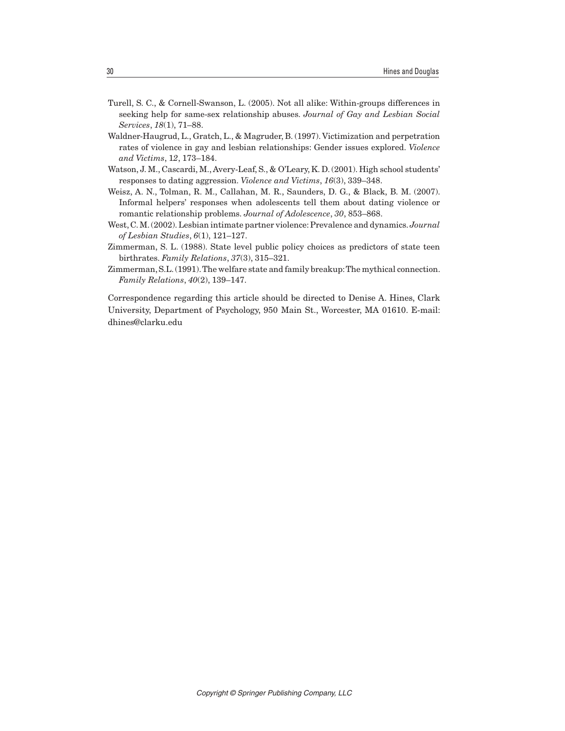Turell, S. C., & Cornell-Swanson, L. (2005). Not all alike: Within-groups differences in seeking help for same-sex relationship abuses. *Journal of Gay and Lesbian Social Services*, *18*(1), 71–88.

Waldner-Haugrud, L., Gratch, L., & Magruder, B. (1997). Victimization and perpetration rates of violence in gay and lesbian relationships: Gender issues explored. *Violence and Victims*, 1*2*, 173–184.

Watson, J. M., Cascardi, M., Avery-Leaf, S., & O'Leary, K. D. (2001). High school students' responses to dating aggression. *Violence and Victims*, *16*(3), 339–348.

Weisz, A. N., Tolman, R. M., Callahan, M. R., Saunders, D. G., & Black, B. M. (2007). Informal helpers' responses when adolescents tell them about dating violence or romantic relationship problems. *Journal of Adolescence*, *30*, 853–868.

West, C. M. (2002). Lesbian intimate partner violence: Prevalence and dynamics. *Journal of Lesbian Studies*, *6*(1), 121–127.

Zimmerman, S. L. (1988). State level public policy choices as predictors of state teen birthrates. *Family Relations*, *37*(3), 315–321.

Zimmerman, S.L. (1991). The welfare state and family breakup: The mythical connection. *Family Relations*, *40*(2), 139–147.

Correspondence regarding this article should be directed to Denise A. Hines, Clark University, Department of Psychology, 950 Main St., Worcester, MA 01610. E-mail: dhines@clarku.edu

*Copyright © Springer Publishing Company, LLC*